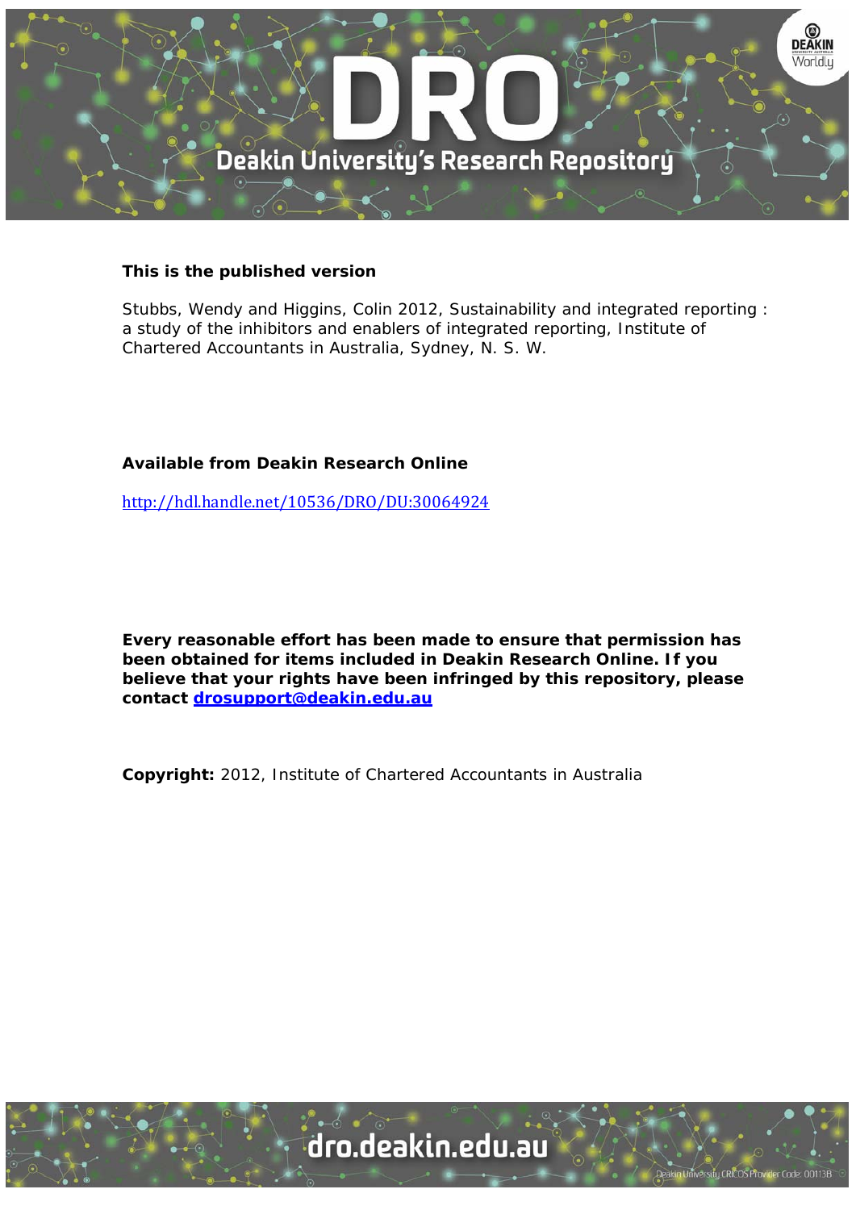# DRO

Deakin University's Research Repository

**This is the published version**

Stubbs, Wendy and Higgins, Colin 2012, Sustainability and integrated reporting : a study of the inhibitors and enablers of integrated reporting, Institute of Chartered Accountants in Australia, Sydney, N. S. W.

**Available from Deakin Research Online**

http://hdl.handle.net/10536/DRO/DU:30064924

**Every reasonable effort has been made to ensure that permission has been obtained for items included in Deakin Research Online. If you believe that your rights have been infringed by this repository, please contact drosupport@deakin.edu.au**

**Copyright:** 2012, Institute of Chartered Accountants in Australia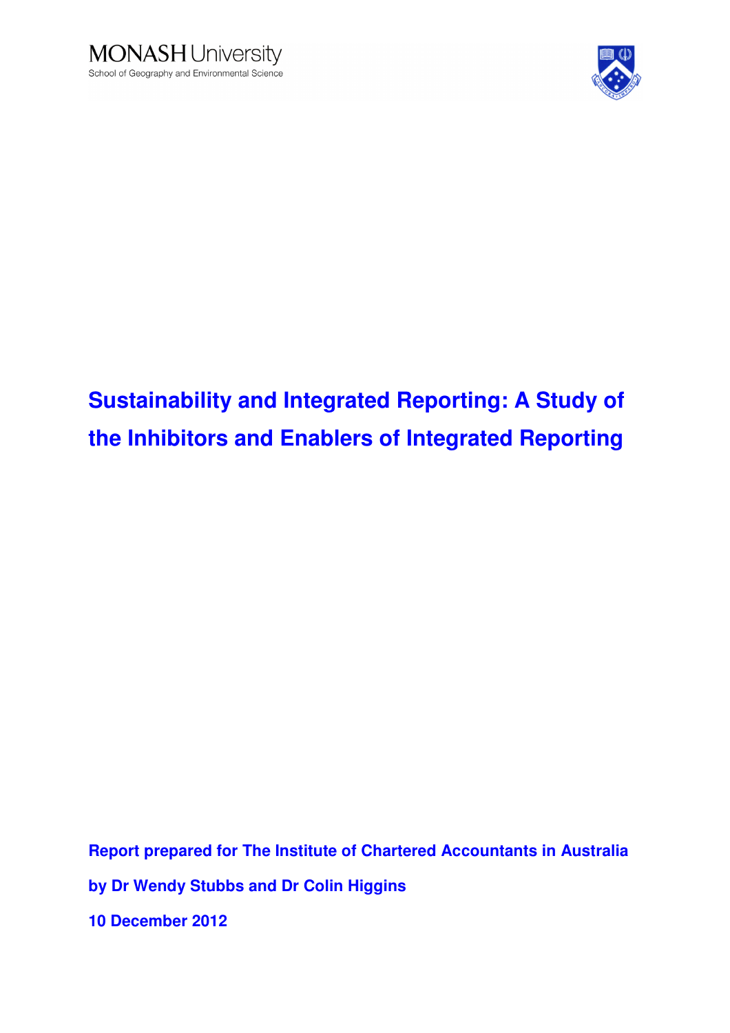MONASH University
School of Geography and Environmental Science

# Sustainability and Integrated Reporting: A Study of the Inhibitors and Enablers of Integrated Reporting

**Report prepared for The Institute of Chartered Accountants in Australia**

**by Dr Wendy Stubbs and Dr Colin Higgins**

**10 December 2012**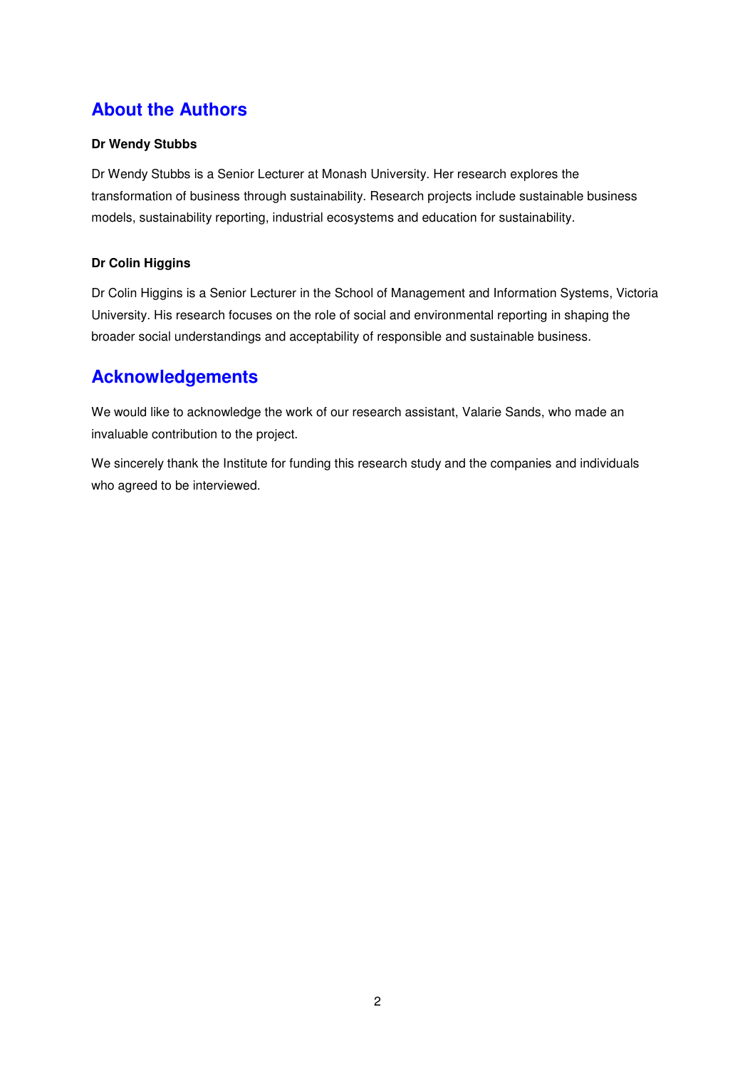## About the Authors

**Dr Wendy Stubbs**

Dr Wendy Stubbs is a Senior Lecturer at Monash University. Her research explores the transformation of business through sustainability. Research projects include sustainable business models, sustainability reporting, industrial ecosystems and education for sustainability.

**Dr Colin Higgins**

Dr Colin Higgins is a Senior Lecturer in the School of Management and Information Systems, Victoria University. His research focuses on the role of social and environmental reporting in shaping the broader social understandings and acceptability of responsible and sustainable business.

## Acknowledgements

We would like to acknowledge the work of our research assistant, Valarie Sands, who made an invaluable contribution to the project.

We sincerely thank the Institute for funding this research study and the companies and individuals who agreed to be interviewed.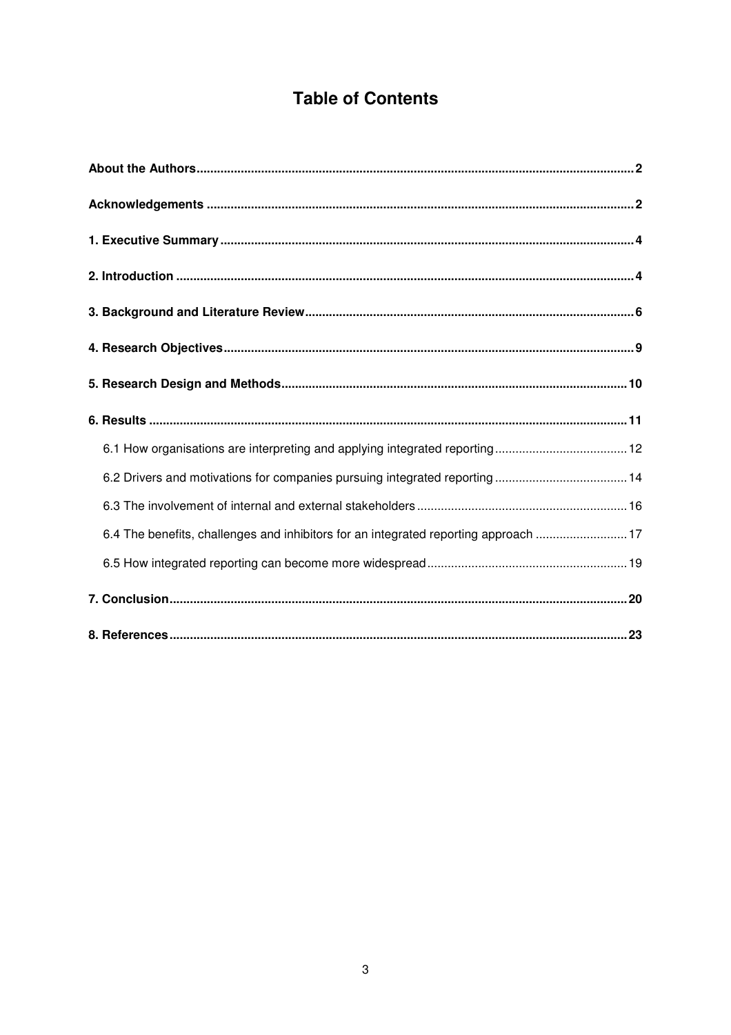# Table of Contents

**About the Authors** ..... **2**

**Acknowledgements** ..... **2**

**1. Executive Summary** ..... **4**

**2. Introduction** ..... **4**

**3. Background and Literature Review** ..... **6**

**4. Research Objectives** ..... **9**

**5. Research Design and Methods** ..... **10**

**6. Results** ..... **11**

- 6.1 How organisations are interpreting and applying integrated reporting ..... 12
- 6.2 Drivers and motivations for companies pursuing integrated reporting ..... 14
- 6.3 The involvement of internal and external stakeholders ..... 16
- 6.4 The benefits, challenges and inhibitors for an integrated reporting approach ..... 17
- 6.5 How integrated reporting can become more widespread ..... 19

**7. Conclusion** ..... **20**

**8. References** ..... **23**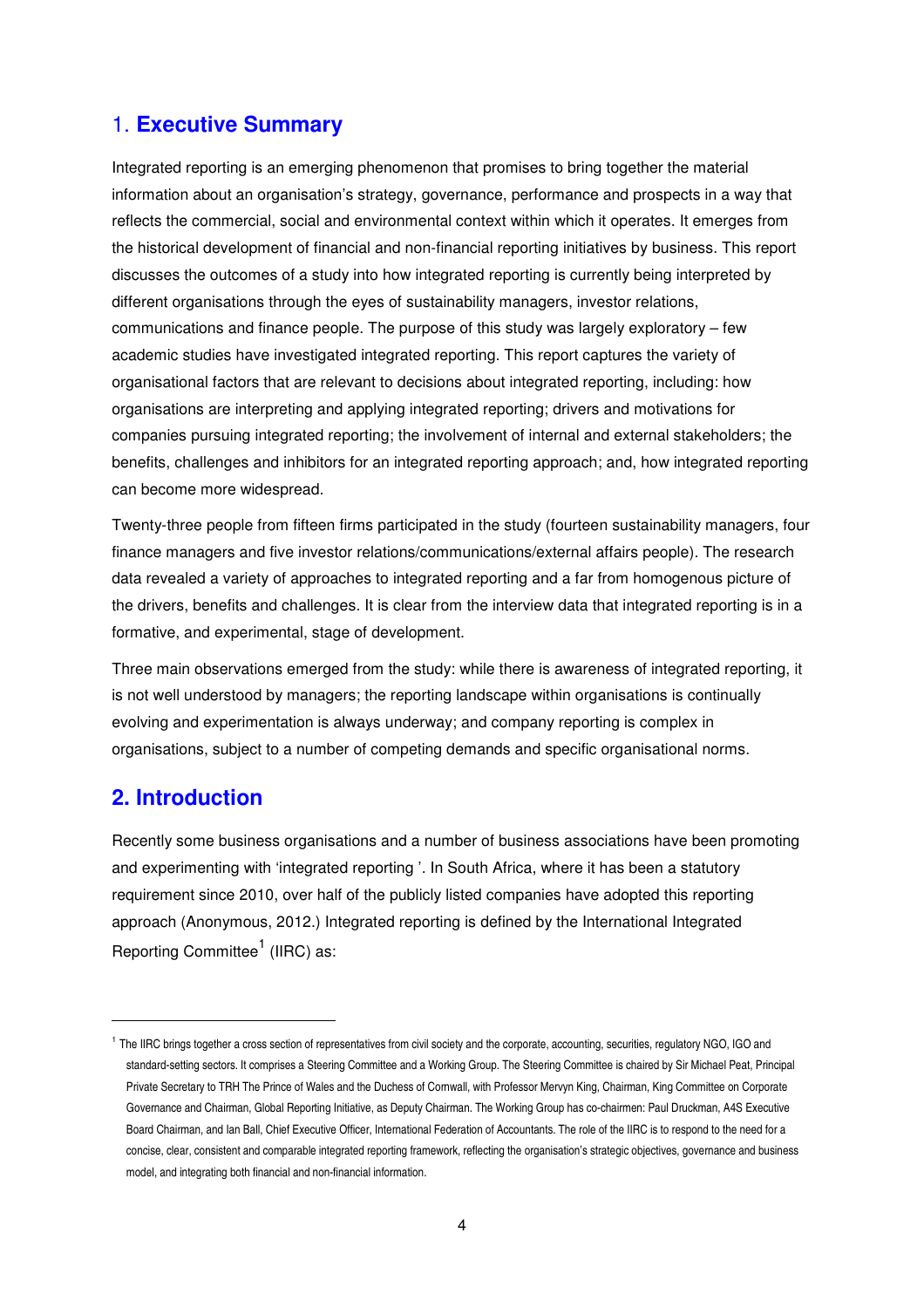## 1. Executive Summary

Integrated reporting is an emerging phenomenon that promises to bring together the material information about an organisation's strategy, governance, performance and prospects in a way that reflects the commercial, social and environmental context within which it operates. It emerges from the historical development of financial and non-financial reporting initiatives by business. This report discusses the outcomes of a study into how integrated reporting is currently being interpreted by different organisations through the eyes of sustainability managers, investor relations, communications and finance people. The purpose of this study was largely exploratory – few academic studies have investigated integrated reporting. This report captures the variety of organisational factors that are relevant to decisions about integrated reporting, including: how organisations are interpreting and applying integrated reporting; drivers and motivations for companies pursuing integrated reporting; the involvement of internal and external stakeholders; the benefits, challenges and inhibitors for an integrated reporting approach; and, how integrated reporting can become more widespread.

Twenty-three people from fifteen firms participated in the study (fourteen sustainability managers, four finance managers and five investor relations/communications/external affairs people). The research data revealed a variety of approaches to integrated reporting and a far from homogenous picture of the drivers, benefits and challenges. It is clear from the interview data that integrated reporting is in a formative, and experimental, stage of development.

Three main observations emerged from the study: while there is awareness of integrated reporting, it is not well understood by managers; the reporting landscape within organisations is continually evolving and experimentation is always underway; and company reporting is complex in organisations, subject to a number of competing demands and specific organisational norms.

## 2. Introduction

Recently some business organisations and a number of business associations have been promoting and experimenting with 'integrated reporting '. In South Africa, where it has been a statutory requirement since 2010, over half of the publicly listed companies have adopted this reporting approach (Anonymous, 2012.) Integrated reporting is defined by the International Integrated Reporting Committee[1] (IIRC) as:

---

[1] The IIRC brings together a cross section of representatives from civil society and the corporate, accounting, securities, regulatory NGO, IGO and standard-setting sectors. It comprises a Steering Committee and a Working Group. The Steering Committee is chaired by Sir Michael Peat, Principal Private Secretary to TRH The Prince of Wales and the Duchess of Cornwall, with Professor Mervyn King, Chairman, King Committee on Corporate Governance and Chairman, Global Reporting Initiative, as Deputy Chairman. The Working Group has co-chairmen: Paul Druckman, A4S Executive Board Chairman, and Ian Ball, Chief Executive Officer, International Federation of Accountants. The role of the IIRC is to respond to the need for a concise, clear, consistent and comparable integrated reporting framework, reflecting the organisation's strategic objectives, governance and business model, and integrating both financial and non-financial information.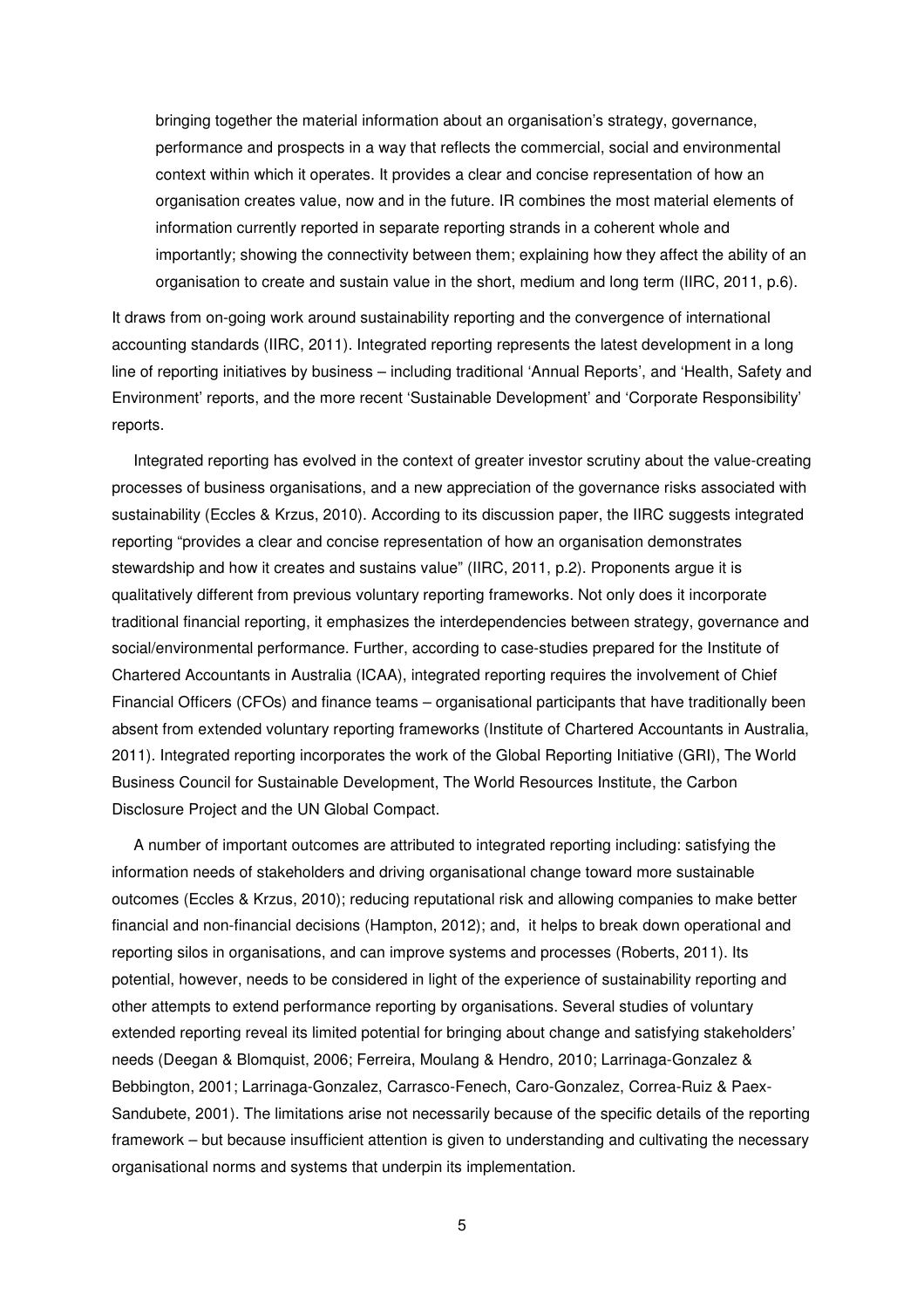> bringing together the material information about an organisation's strategy, governance, performance and prospects in a way that reflects the commercial, social and environmental context within which it operates. It provides a clear and concise representation of how an organisation creates value, now and in the future. IR combines the most material elements of information currently reported in separate reporting strands in a coherent whole and importantly; showing the connectivity between them; explaining how they affect the ability of an organisation to create and sustain value in the short, medium and long term (IIRC, 2011, p.6).

It draws from on-going work around sustainability reporting and the convergence of international accounting standards (IIRC, 2011). Integrated reporting represents the latest development in a long line of reporting initiatives by business – including traditional 'Annual Reports', and 'Health, Safety and Environment' reports, and the more recent 'Sustainable Development' and 'Corporate Responsibility' reports.

Integrated reporting has evolved in the context of greater investor scrutiny about the value-creating processes of business organisations, and a new appreciation of the governance risks associated with sustainability (Eccles & Krzus, 2010). According to its discussion paper, the IIRC suggests integrated reporting "provides a clear and concise representation of how an organisation demonstrates stewardship and how it creates and sustains value" (IIRC, 2011, p.2). Proponents argue it is qualitatively different from previous voluntary reporting frameworks. Not only does it incorporate traditional financial reporting, it emphasizes the interdependencies between strategy, governance and social/environmental performance. Further, according to case-studies prepared for the Institute of Chartered Accountants in Australia (ICAA), integrated reporting requires the involvement of Chief Financial Officers (CFOs) and finance teams – organisational participants that have traditionally been absent from extended voluntary reporting frameworks (Institute of Chartered Accountants in Australia, 2011). Integrated reporting incorporates the work of the Global Reporting Initiative (GRI), The World Business Council for Sustainable Development, The World Resources Institute, the Carbon Disclosure Project and the UN Global Compact.

A number of important outcomes are attributed to integrated reporting including: satisfying the information needs of stakeholders and driving organisational change toward more sustainable outcomes (Eccles & Krzus, 2010); reducing reputational risk and allowing companies to make better financial and non-financial decisions (Hampton, 2012); and, it helps to break down operational and reporting silos in organisations, and can improve systems and processes (Roberts, 2011). Its potential, however, needs to be considered in light of the experience of sustainability reporting and other attempts to extend performance reporting by organisations. Several studies of voluntary extended reporting reveal its limited potential for bringing about change and satisfying stakeholders' needs (Deegan & Blomquist, 2006; Ferreira, Moulang & Hendro, 2010; Larrinaga-Gonzalez & Bebbington, 2001; Larrinaga-Gonzalez, Carrasco-Fenech, Caro-Gonzalez, Correa-Ruiz & Paex-Sandubete, 2001). The limitations arise not necessarily because of the specific details of the reporting framework – but because insufficient attention is given to understanding and cultivating the necessary organisational norms and systems that underpin its implementation.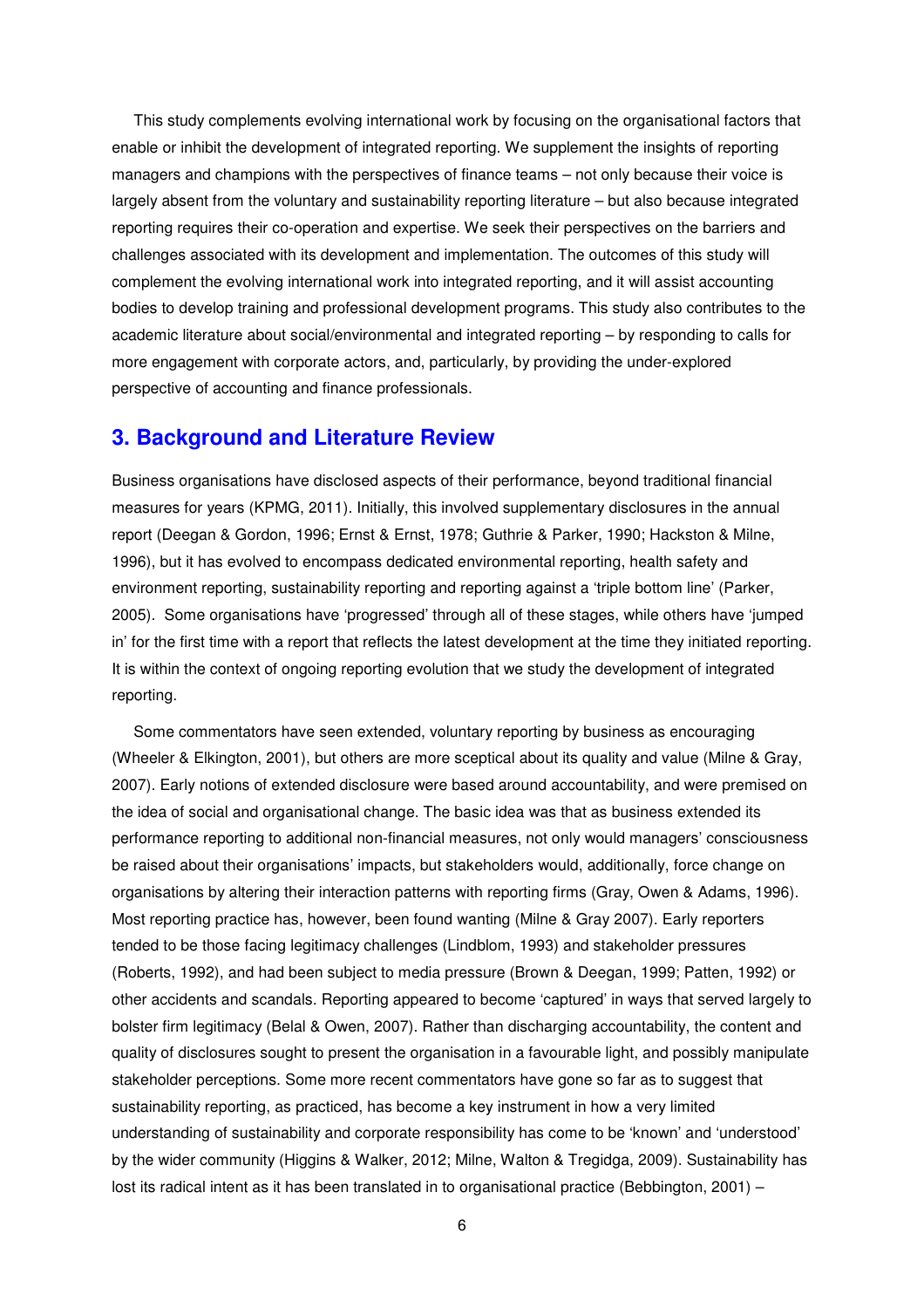This study complements evolving international work by focusing on the organisational factors that enable or inhibit the development of integrated reporting. We supplement the insights of reporting managers and champions with the perspectives of finance teams – not only because their voice is largely absent from the voluntary and sustainability reporting literature – but also because integrated reporting requires their co-operation and expertise. We seek their perspectives on the barriers and challenges associated with its development and implementation. The outcomes of this study will complement the evolving international work into integrated reporting, and it will assist accounting bodies to develop training and professional development programs. This study also contributes to the academic literature about social/environmental and integrated reporting – by responding to calls for more engagement with corporate actors, and, particularly, by providing the under-explored perspective of accounting and finance professionals.

## 3. Background and Literature Review

Business organisations have disclosed aspects of their performance, beyond traditional financial measures for years (KPMG, 2011). Initially, this involved supplementary disclosures in the annual report (Deegan & Gordon, 1996; Ernst & Ernst, 1978; Guthrie & Parker, 1990; Hackston & Milne, 1996), but it has evolved to encompass dedicated environmental reporting, health safety and environment reporting, sustainability reporting and reporting against a 'triple bottom line' (Parker, 2005). Some organisations have 'progressed' through all of these stages, while others have 'jumped in' for the first time with a report that reflects the latest development at the time they initiated reporting. It is within the context of ongoing reporting evolution that we study the development of integrated reporting.

Some commentators have seen extended, voluntary reporting by business as encouraging (Wheeler & Elkington, 2001), but others are more sceptical about its quality and value (Milne & Gray, 2007). Early notions of extended disclosure were based around accountability, and were premised on the idea of social and organisational change. The basic idea was that as business extended its performance reporting to additional non-financial measures, not only would managers' consciousness be raised about their organisations' impacts, but stakeholders would, additionally, force change on organisations by altering their interaction patterns with reporting firms (Gray, Owen & Adams, 1996). Most reporting practice has, however, been found wanting (Milne & Gray 2007). Early reporters tended to be those facing legitimacy challenges (Lindblom, 1993) and stakeholder pressures (Roberts, 1992), and had been subject to media pressure (Brown & Deegan, 1999; Patten, 1992) or other accidents and scandals. Reporting appeared to become 'captured' in ways that served largely to bolster firm legitimacy (Belal & Owen, 2007). Rather than discharging accountability, the content and quality of disclosures sought to present the organisation in a favourable light, and possibly manipulate stakeholder perceptions. Some more recent commentators have gone so far as to suggest that sustainability reporting, as practiced, has become a key instrument in how a very limited understanding of sustainability and corporate responsibility has come to be 'known' and 'understood' by the wider community (Higgins & Walker, 2012; Milne, Walton & Tregidga, 2009). Sustainability has lost its radical intent as it has been translated in to organisational practice (Bebbington, 2001) –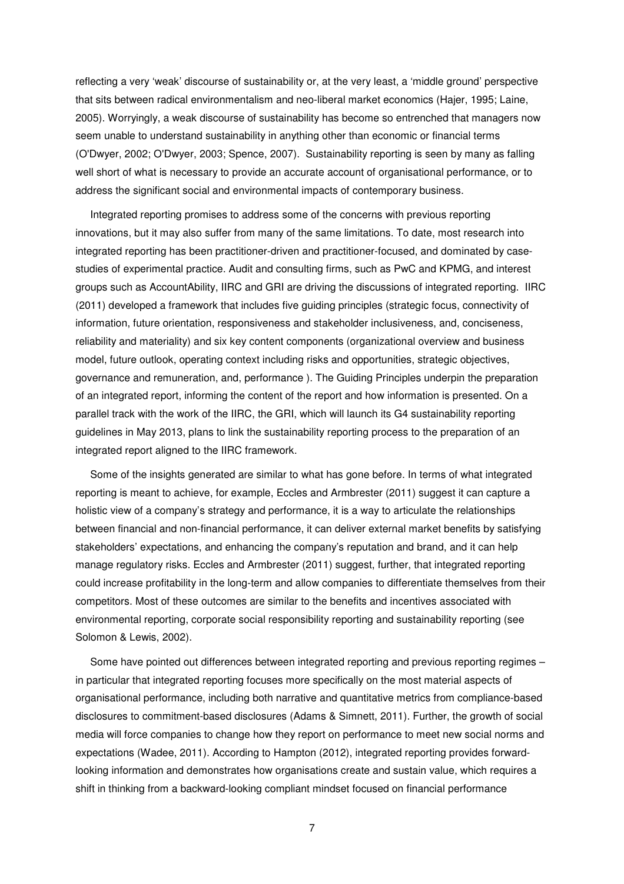reflecting a very 'weak' discourse of sustainability or, at the very least, a 'middle ground' perspective that sits between radical environmentalism and neo-liberal market economics (Hajer, 1995; Laine, 2005). Worryingly, a weak discourse of sustainability has become so entrenched that managers now seem unable to understand sustainability in anything other than economic or financial terms (O'Dwyer, 2002; O'Dwyer, 2003; Spence, 2007). Sustainability reporting is seen by many as falling well short of what is necessary to provide an accurate account of organisational performance, or to address the significant social and environmental impacts of contemporary business.

Integrated reporting promises to address some of the concerns with previous reporting innovations, but it may also suffer from many of the same limitations. To date, most research into integrated reporting has been practitioner-driven and practitioner-focused, and dominated by case-studies of experimental practice. Audit and consulting firms, such as PwC and KPMG, and interest groups such as AccountAbility, IIRC and GRI are driving the discussions of integrated reporting. IIRC (2011) developed a framework that includes five guiding principles (strategic focus, connectivity of information, future orientation, responsiveness and stakeholder inclusiveness, and, conciseness, reliability and materiality) and six key content components (organizational overview and business model, future outlook, operating context including risks and opportunities, strategic objectives, governance and remuneration, and, performance ). The Guiding Principles underpin the preparation of an integrated report, informing the content of the report and how information is presented. On a parallel track with the work of the IIRC, the GRI, which will launch its G4 sustainability reporting guidelines in May 2013, plans to link the sustainability reporting process to the preparation of an integrated report aligned to the IIRC framework.

Some of the insights generated are similar to what has gone before. In terms of what integrated reporting is meant to achieve, for example, Eccles and Armbrester (2011) suggest it can capture a holistic view of a company's strategy and performance, it is a way to articulate the relationships between financial and non-financial performance, it can deliver external market benefits by satisfying stakeholders' expectations, and enhancing the company's reputation and brand, and it can help manage regulatory risks. Eccles and Armbrester (2011) suggest, further, that integrated reporting could increase profitability in the long-term and allow companies to differentiate themselves from their competitors. Most of these outcomes are similar to the benefits and incentives associated with environmental reporting, corporate social responsibility reporting and sustainability reporting (see Solomon & Lewis, 2002).

Some have pointed out differences between integrated reporting and previous reporting regimes – in particular that integrated reporting focuses more specifically on the most material aspects of organisational performance, including both narrative and quantitative metrics from compliance-based disclosures to commitment-based disclosures (Adams & Simnett, 2011). Further, the growth of social media will force companies to change how they report on performance to meet new social norms and expectations (Wadee, 2011). According to Hampton (2012), integrated reporting provides forward-looking information and demonstrates how organisations create and sustain value, which requires a shift in thinking from a backward-looking compliant mindset focused on financial performance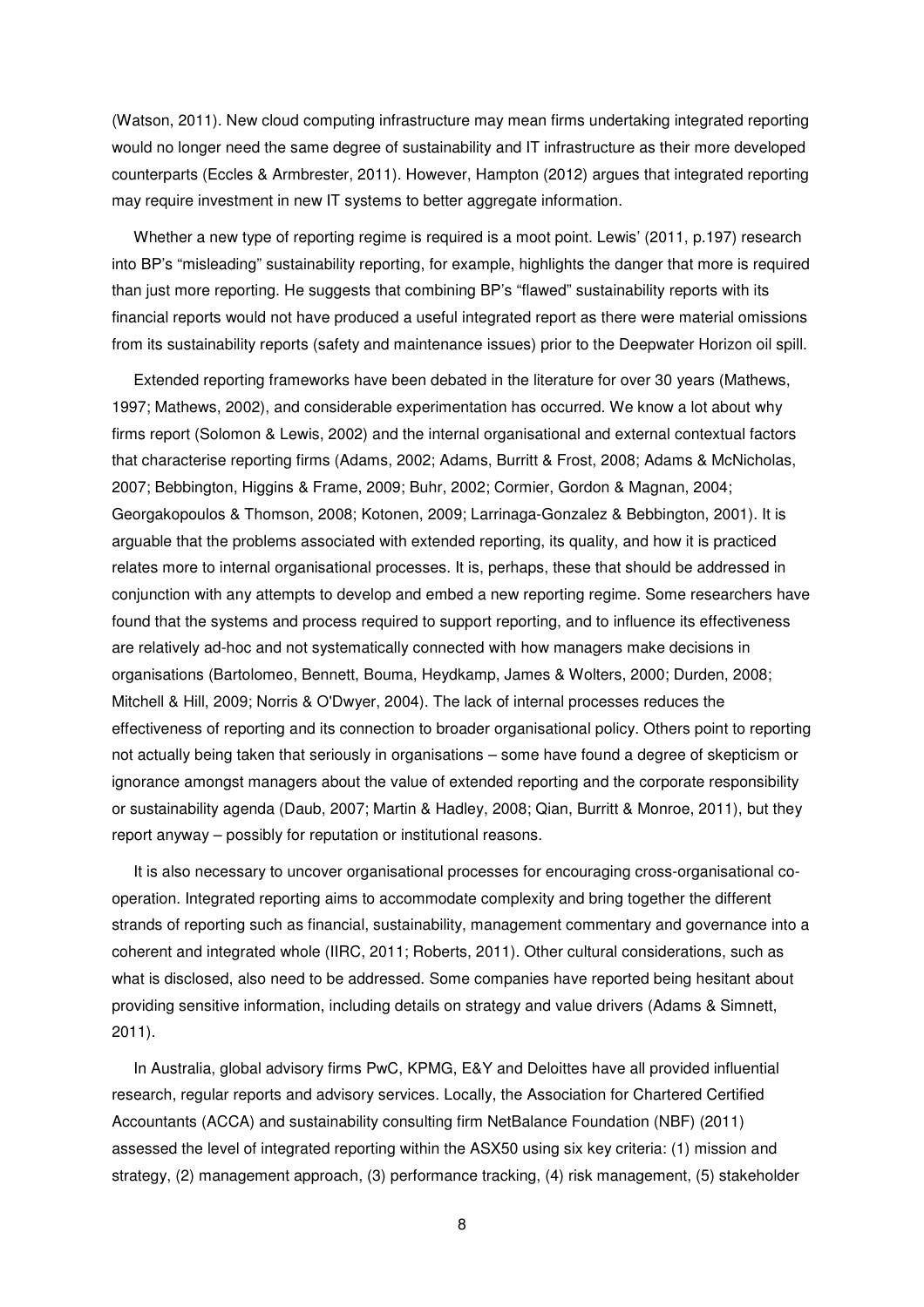(Watson, 2011). New cloud computing infrastructure may mean firms undertaking integrated reporting would no longer need the same degree of sustainability and IT infrastructure as their more developed counterparts (Eccles & Armbrester, 2011). However, Hampton (2012) argues that integrated reporting may require investment in new IT systems to better aggregate information.

Whether a new type of reporting regime is required is a moot point. Lewis' (2011, p.197) research into BP's "misleading" sustainability reporting, for example, highlights the danger that more is required than just more reporting. He suggests that combining BP's "flawed" sustainability reports with its financial reports would not have produced a useful integrated report as there were material omissions from its sustainability reports (safety and maintenance issues) prior to the Deepwater Horizon oil spill.

Extended reporting frameworks have been debated in the literature for over 30 years (Mathews, 1997; Mathews, 2002), and considerable experimentation has occurred. We know a lot about why firms report (Solomon & Lewis, 2002) and the internal organisational and external contextual factors that characterise reporting firms (Adams, 2002; Adams, Burritt & Frost, 2008; Adams & McNicholas, 2007; Bebbington, Higgins & Frame, 2009; Buhr, 2002; Cormier, Gordon & Magnan, 2004; Georgakopoulos & Thomson, 2008; Kotonen, 2009; Larrinaga-Gonzalez & Bebbington, 2001). It is arguable that the problems associated with extended reporting, its quality, and how it is practiced relates more to internal organisational processes. It is, perhaps, these that should be addressed in conjunction with any attempts to develop and embed a new reporting regime. Some researchers have found that the systems and process required to support reporting, and to influence its effectiveness are relatively ad-hoc and not systematically connected with how managers make decisions in organisations (Bartolomeo, Bennett, Bouma, Heydkamp, James & Wolters, 2000; Durden, 2008; Mitchell & Hill, 2009; Norris & O'Dwyer, 2004). The lack of internal processes reduces the effectiveness of reporting and its connection to broader organisational policy. Others point to reporting not actually being taken that seriously in organisations – some have found a degree of skepticism or ignorance amongst managers about the value of extended reporting and the corporate responsibility or sustainability agenda (Daub, 2007; Martin & Hadley, 2008; Qian, Burritt & Monroe, 2011), but they report anyway – possibly for reputation or institutional reasons.

It is also necessary to uncover organisational processes for encouraging cross-organisational co-operation. Integrated reporting aims to accommodate complexity and bring together the different strands of reporting such as financial, sustainability, management commentary and governance into a coherent and integrated whole (IIRC, 2011; Roberts, 2011). Other cultural considerations, such as what is disclosed, also need to be addressed. Some companies have reported being hesitant about providing sensitive information, including details on strategy and value drivers (Adams & Simnett, 2011).

In Australia, global advisory firms PwC, KPMG, E&Y and Deloittes have all provided influential research, regular reports and advisory services. Locally, the Association for Chartered Certified Accountants (ACCA) and sustainability consulting firm NetBalance Foundation (NBF) (2011) assessed the level of integrated reporting within the ASX50 using six key criteria: (1) mission and strategy, (2) management approach, (3) performance tracking, (4) risk management, (5) stakeholder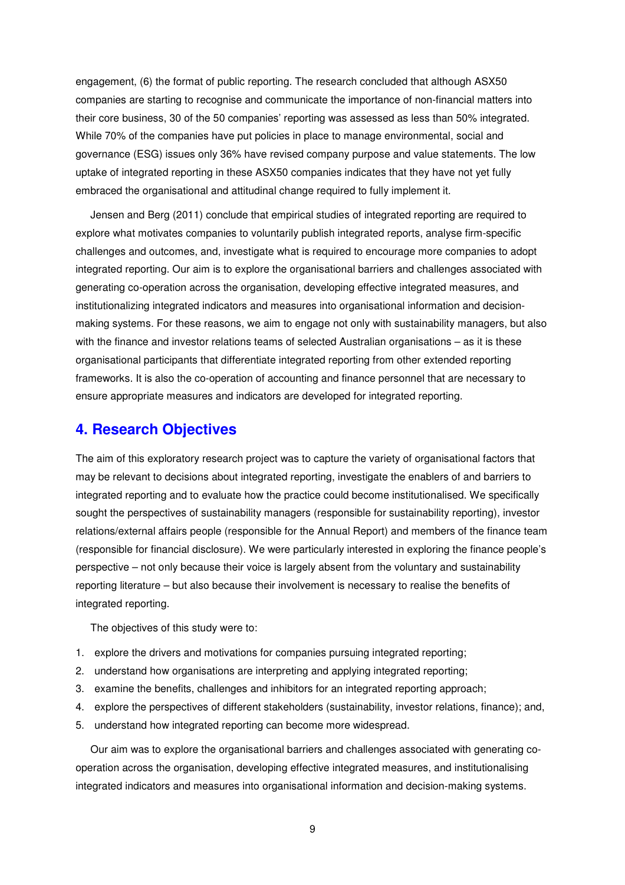engagement, (6) the format of public reporting. The research concluded that although ASX50 companies are starting to recognise and communicate the importance of non-financial matters into their core business, 30 of the 50 companies' reporting was assessed as less than 50% integrated. While 70% of the companies have put policies in place to manage environmental, social and governance (ESG) issues only 36% have revised company purpose and value statements. The low uptake of integrated reporting in these ASX50 companies indicates that they have not yet fully embraced the organisational and attitudinal change required to fully implement it.

Jensen and Berg (2011) conclude that empirical studies of integrated reporting are required to explore what motivates companies to voluntarily publish integrated reports, analyse firm-specific challenges and outcomes, and, investigate what is required to encourage more companies to adopt integrated reporting. Our aim is to explore the organisational barriers and challenges associated with generating co-operation across the organisation, developing effective integrated measures, and institutionalizing integrated indicators and measures into organisational information and decision-making systems. For these reasons, we aim to engage not only with sustainability managers, but also with the finance and investor relations teams of selected Australian organisations – as it is these organisational participants that differentiate integrated reporting from other extended reporting frameworks. It is also the co-operation of accounting and finance personnel that are necessary to ensure appropriate measures and indicators are developed for integrated reporting.

## 4. Research Objectives

The aim of this exploratory research project was to capture the variety of organisational factors that may be relevant to decisions about integrated reporting, investigate the enablers of and barriers to integrated reporting and to evaluate how the practice could become institutionalised. We specifically sought the perspectives of sustainability managers (responsible for sustainability reporting), investor relations/external affairs people (responsible for the Annual Report) and members of the finance team (responsible for financial disclosure). We were particularly interested in exploring the finance people's perspective – not only because their voice is largely absent from the voluntary and sustainability reporting literature – but also because their involvement is necessary to realise the benefits of integrated reporting.

The objectives of this study were to:

1. explore the drivers and motivations for companies pursuing integrated reporting;
2. understand how organisations are interpreting and applying integrated reporting;
3. examine the benefits, challenges and inhibitors for an integrated reporting approach;
4. explore the perspectives of different stakeholders (sustainability, investor relations, finance); and,
5. understand how integrated reporting can become more widespread.

Our aim was to explore the organisational barriers and challenges associated with generating co-operation across the organisation, developing effective integrated measures, and institutionalising integrated indicators and measures into organisational information and decision-making systems.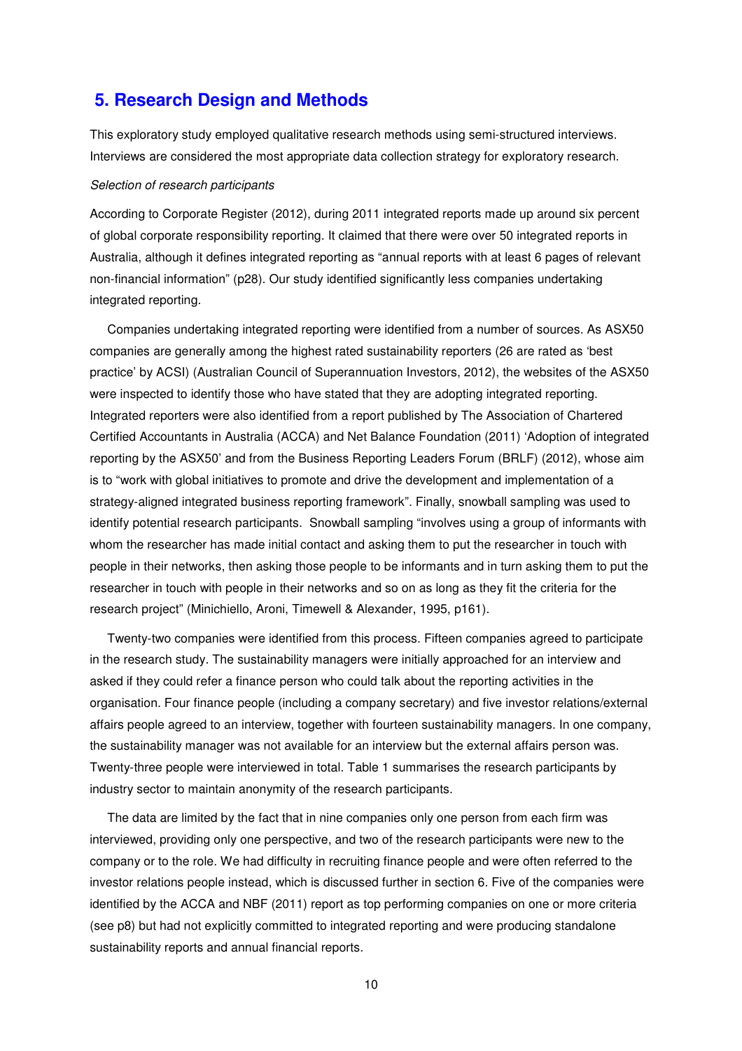## 5. Research Design and Methods

This exploratory study employed qualitative research methods using semi-structured interviews. Interviews are considered the most appropriate data collection strategy for exploratory research.

*Selection of research participants*

According to Corporate Register (2012), during 2011 integrated reports made up around six percent of global corporate responsibility reporting. It claimed that there were over 50 integrated reports in Australia, although it defines integrated reporting as "annual reports with at least 6 pages of relevant non-financial information" (p28). Our study identified significantly less companies undertaking integrated reporting.

Companies undertaking integrated reporting were identified from a number of sources. As ASX50 companies are generally among the highest rated sustainability reporters (26 are rated as 'best practice' by ACSI) (Australian Council of Superannuation Investors, 2012), the websites of the ASX50 were inspected to identify those who have stated that they are adopting integrated reporting. Integrated reporters were also identified from a report published by The Association of Chartered Certified Accountants in Australia (ACCA) and Net Balance Foundation (2011) 'Adoption of integrated reporting by the ASX50' and from the Business Reporting Leaders Forum (BRLF) (2012), whose aim is to "work with global initiatives to promote and drive the development and implementation of a strategy-aligned integrated business reporting framework". Finally, snowball sampling was used to identify potential research participants. Snowball sampling "involves using a group of informants with whom the researcher has made initial contact and asking them to put the researcher in touch with people in their networks, then asking those people to be informants and in turn asking them to put the researcher in touch with people in their networks and so on as long as they fit the criteria for the research project" (Minichiello, Aroni, Timewell & Alexander, 1995, p161).

Twenty-two companies were identified from this process. Fifteen companies agreed to participate in the research study. The sustainability managers were initially approached for an interview and asked if they could refer a finance person who could talk about the reporting activities in the organisation. Four finance people (including a company secretary) and five investor relations/external affairs people agreed to an interview, together with fourteen sustainability managers. In one company, the sustainability manager was not available for an interview but the external affairs person was. Twenty-three people were interviewed in total. Table 1 summarises the research participants by industry sector to maintain anonymity of the research participants.

The data are limited by the fact that in nine companies only one person from each firm was interviewed, providing only one perspective, and two of the research participants were new to the company or to the role. We had difficulty in recruiting finance people and were often referred to the investor relations people instead, which is discussed further in section 6. Five of the companies were identified by the ACCA and NBF (2011) report as top performing companies on one or more criteria (see p8) but had not explicitly committed to integrated reporting and were producing standalone sustainability reports and annual financial reports.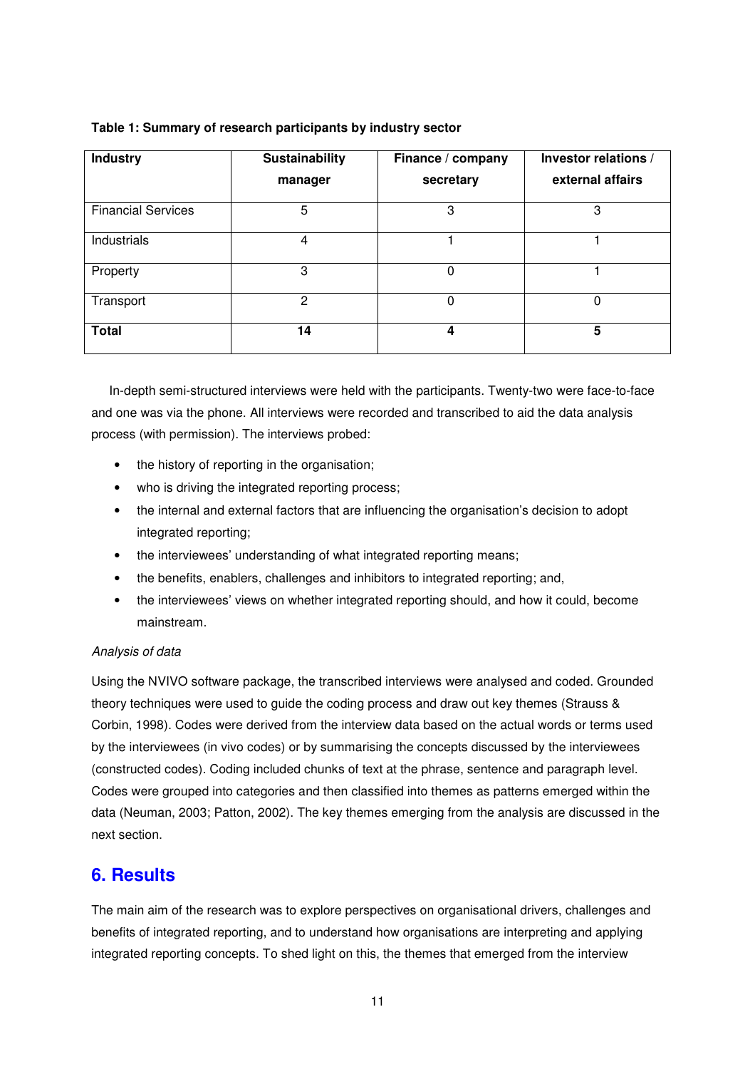**Table 1: Summary of research participants by industry sector**

| Industry | Sustainability manager | Finance / company secretary | Investor relations / external affairs |
|---|---|---|---|
| Financial Services | 5 | 3 | 3 |
| Industrials | 4 | 1 | 1 |
| Property | 3 | 0 | 1 |
| Transport | 2 | 0 | 0 |
| **Total** | **14** | **4** | **5** |

In-depth semi-structured interviews were held with the participants. Twenty-two were face-to-face and one was via the phone. All interviews were recorded and transcribed to aid the data analysis process (with permission). The interviews probed:

- the history of reporting in the organisation;
- who is driving the integrated reporting process;
- the internal and external factors that are influencing the organisation's decision to adopt integrated reporting;
- the interviewees' understanding of what integrated reporting means;
- the benefits, enablers, challenges and inhibitors to integrated reporting; and,
- the interviewees' views on whether integrated reporting should, and how it could, become mainstream.

*Analysis of data*

Using the NVIVO software package, the transcribed interviews were analysed and coded. Grounded theory techniques were used to guide the coding process and draw out key themes (Strauss & Corbin, 1998). Codes were derived from the interview data based on the actual words or terms used by the interviewees (in vivo codes) or by summarising the concepts discussed by the interviewees (constructed codes). Coding included chunks of text at the phrase, sentence and paragraph level. Codes were grouped into categories and then classified into themes as patterns emerged within the data (Neuman, 2003; Patton, 2002). The key themes emerging from the analysis are discussed in the next section.

## 6. Results

The main aim of the research was to explore perspectives on organisational drivers, challenges and benefits of integrated reporting, and to understand how organisations are interpreting and applying integrated reporting concepts. To shed light on this, the themes that emerged from the interview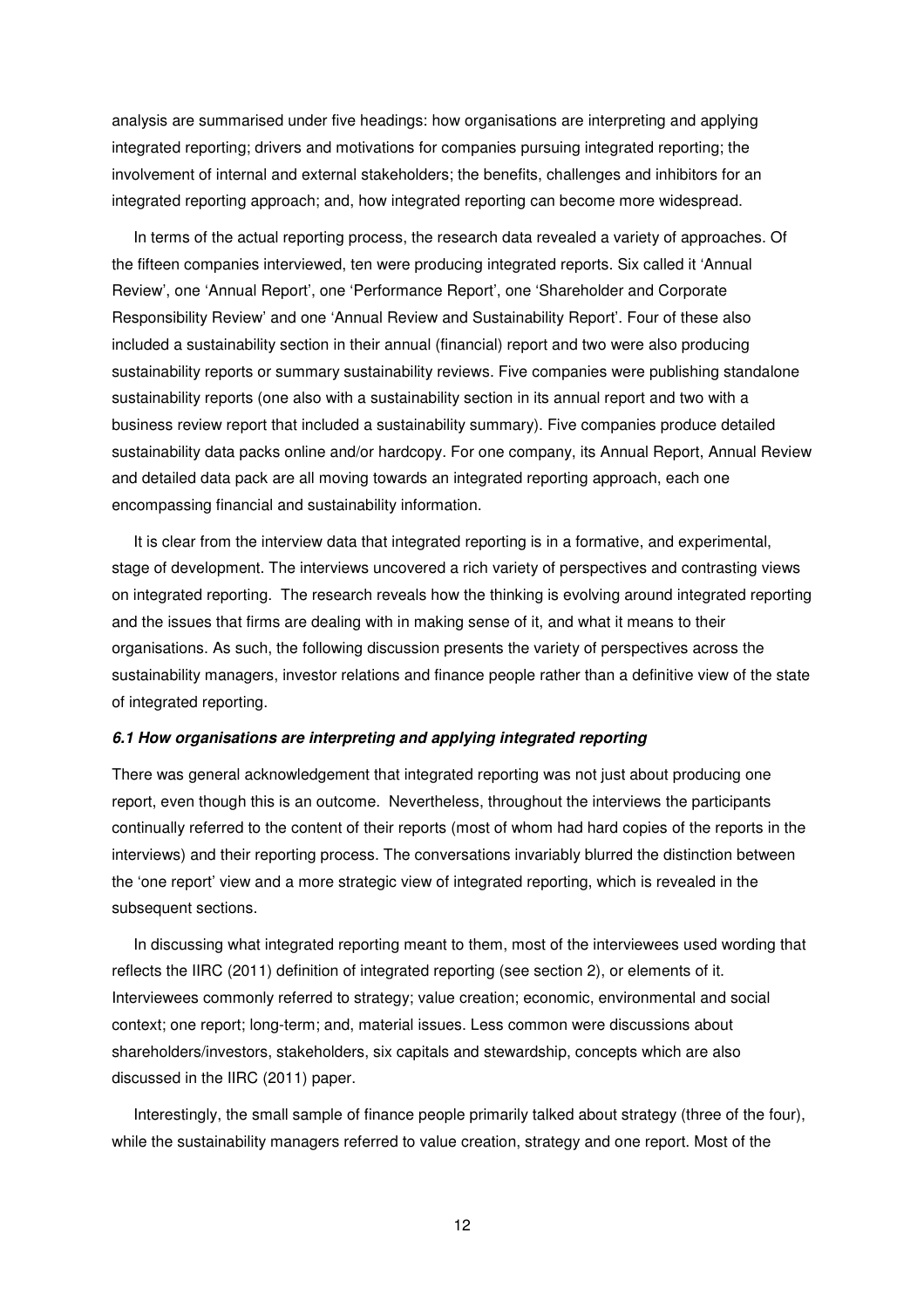analysis are summarised under five headings: how organisations are interpreting and applying integrated reporting; drivers and motivations for companies pursuing integrated reporting; the involvement of internal and external stakeholders; the benefits, challenges and inhibitors for an integrated reporting approach; and, how integrated reporting can become more widespread.

In terms of the actual reporting process, the research data revealed a variety of approaches. Of the fifteen companies interviewed, ten were producing integrated reports. Six called it 'Annual Review', one 'Annual Report', one 'Performance Report', one 'Shareholder and Corporate Responsibility Review' and one 'Annual Review and Sustainability Report'. Four of these also included a sustainability section in their annual (financial) report and two were also producing sustainability reports or summary sustainability reviews. Five companies were publishing standalone sustainability reports (one also with a sustainability section in its annual report and two with a business review report that included a sustainability summary). Five companies produce detailed sustainability data packs online and/or hardcopy. For one company, its Annual Report, Annual Review and detailed data pack are all moving towards an integrated reporting approach, each one encompassing financial and sustainability information.

It is clear from the interview data that integrated reporting is in a formative, and experimental, stage of development. The interviews uncovered a rich variety of perspectives and contrasting views on integrated reporting. The research reveals how the thinking is evolving around integrated reporting and the issues that firms are dealing with in making sense of it, and what it means to their organisations. As such, the following discussion presents the variety of perspectives across the sustainability managers, investor relations and finance people rather than a definitive view of the state of integrated reporting.

### *6.1 How organisations are interpreting and applying integrated reporting*

There was general acknowledgement that integrated reporting was not just about producing one report, even though this is an outcome. Nevertheless, throughout the interviews the participants continually referred to the content of their reports (most of whom had hard copies of the reports in the interviews) and their reporting process. The conversations invariably blurred the distinction between the 'one report' view and a more strategic view of integrated reporting, which is revealed in the subsequent sections.

In discussing what integrated reporting meant to them, most of the interviewees used wording that reflects the IIRC (2011) definition of integrated reporting (see section 2), or elements of it. Interviewees commonly referred to strategy; value creation; economic, environmental and social context; one report; long-term; and, material issues. Less common were discussions about shareholders/investors, stakeholders, six capitals and stewardship, concepts which are also discussed in the IIRC (2011) paper.

Interestingly, the small sample of finance people primarily talked about strategy (three of the four), while the sustainability managers referred to value creation, strategy and one report. Most of the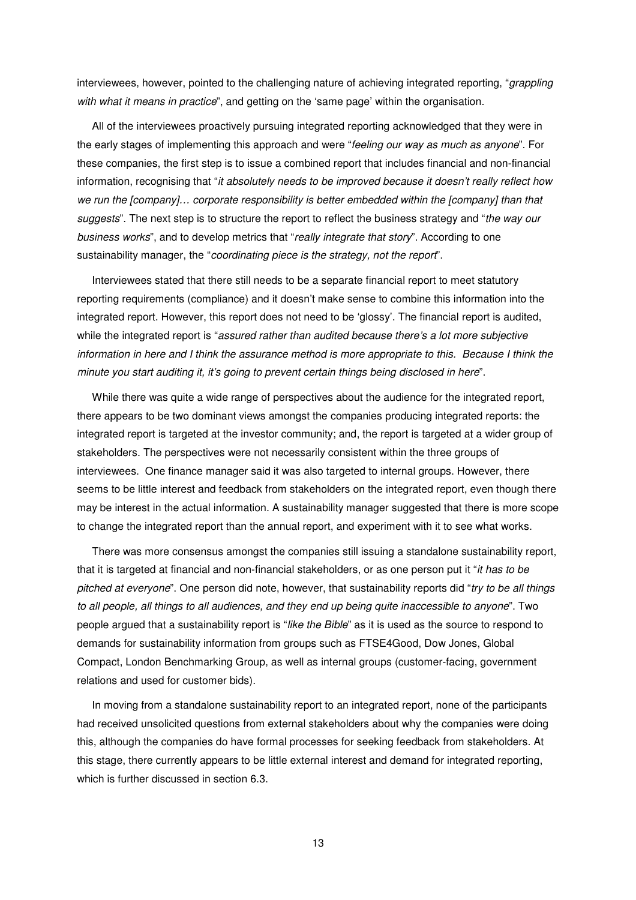interviewees, however, pointed to the challenging nature of achieving integrated reporting, "*grappling with what it means in practice*", and getting on the 'same page' within the organisation.

All of the interviewees proactively pursuing integrated reporting acknowledged that they were in the early stages of implementing this approach and were "*feeling our way as much as anyone*". For these companies, the first step is to issue a combined report that includes financial and non-financial information, recognising that "*it absolutely needs to be improved because it doesn't really reflect how we run the [company]… corporate responsibility is better embedded within the [company] than that suggests*". The next step is to structure the report to reflect the business strategy and "*the way our business works*", and to develop metrics that "*really integrate that story*". According to one sustainability manager, the "*coordinating piece is the strategy, not the report*".

Interviewees stated that there still needs to be a separate financial report to meet statutory reporting requirements (compliance) and it doesn't make sense to combine this information into the integrated report. However, this report does not need to be 'glossy'. The financial report is audited, while the integrated report is "*assured rather than audited because there's a lot more subjective information in here and I think the assurance method is more appropriate to this. Because I think the minute you start auditing it, it's going to prevent certain things being disclosed in here*".

While there was quite a wide range of perspectives about the audience for the integrated report, there appears to be two dominant views amongst the companies producing integrated reports: the integrated report is targeted at the investor community; and, the report is targeted at a wider group of stakeholders. The perspectives were not necessarily consistent within the three groups of interviewees. One finance manager said it was also targeted to internal groups. However, there seems to be little interest and feedback from stakeholders on the integrated report, even though there may be interest in the actual information. A sustainability manager suggested that there is more scope to change the integrated report than the annual report, and experiment with it to see what works.

There was more consensus amongst the companies still issuing a standalone sustainability report, that it is targeted at financial and non-financial stakeholders, or as one person put it "*it has to be pitched at everyone*". One person did note, however, that sustainability reports did "*try to be all things to all people, all things to all audiences, and they end up being quite inaccessible to anyone*". Two people argued that a sustainability report is "*like the Bible*" as it is used as the source to respond to demands for sustainability information from groups such as FTSE4Good, Dow Jones, Global Compact, London Benchmarking Group, as well as internal groups (customer-facing, government relations and used for customer bids).

In moving from a standalone sustainability report to an integrated report, none of the participants had received unsolicited questions from external stakeholders about why the companies were doing this, although the companies do have formal processes for seeking feedback from stakeholders. At this stage, there currently appears to be little external interest and demand for integrated reporting, which is further discussed in section 6.3.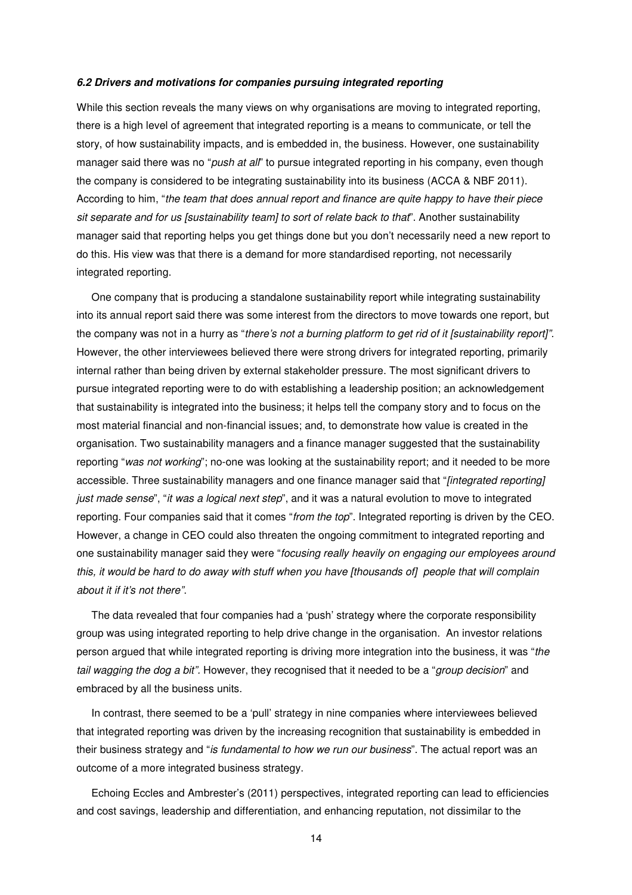### *6.2 Drivers and motivations for companies pursuing integrated reporting*

While this section reveals the many views on why organisations are moving to integrated reporting, there is a high level of agreement that integrated reporting is a means to communicate, or tell the story, of how sustainability impacts, and is embedded in, the business. However, one sustainability manager said there was no "*push at all*" to pursue integrated reporting in his company, even though the company is considered to be integrating sustainability into its business (ACCA & NBF 2011). According to him, "*the team that does annual report and finance are quite happy to have their piece sit separate and for us [sustainability team] to sort of relate back to that*". Another sustainability manager said that reporting helps you get things done but you don't necessarily need a new report to do this. His view was that there is a demand for more standardised reporting, not necessarily integrated reporting.

One company that is producing a standalone sustainability report while integrating sustainability into its annual report said there was some interest from the directors to move towards one report, but the company was not in a hurry as "*there's not a burning platform to get rid of it [sustainability report]"*. However, the other interviewees believed there were strong drivers for integrated reporting, primarily internal rather than being driven by external stakeholder pressure. The most significant drivers to pursue integrated reporting were to do with establishing a leadership position; an acknowledgement that sustainability is integrated into the business; it helps tell the company story and to focus on the most material financial and non-financial issues; and, to demonstrate how value is created in the organisation. Two sustainability managers and a finance manager suggested that the sustainability reporting "*was not working*"; no-one was looking at the sustainability report; and it needed to be more accessible. Three sustainability managers and one finance manager said that "*[integrated reporting] just made sense*", "*it was a logical next step*", and it was a natural evolution to move to integrated reporting. Four companies said that it comes "*from the top*". Integrated reporting is driven by the CEO. However, a change in CEO could also threaten the ongoing commitment to integrated reporting and one sustainability manager said they were "*focusing really heavily on engaging our employees around this, it would be hard to do away with stuff when you have [thousands of] people that will complain about it if it's not there"*.

The data revealed that four companies had a 'push' strategy where the corporate responsibility group was using integrated reporting to help drive change in the organisation. An investor relations person argued that while integrated reporting is driving more integration into the business, it was "*the tail wagging the dog a bit"*. However, they recognised that it needed to be a "*group decision*" and embraced by all the business units.

In contrast, there seemed to be a 'pull' strategy in nine companies where interviewees believed that integrated reporting was driven by the increasing recognition that sustainability is embedded in their business strategy and "*is fundamental to how we run our business*". The actual report was an outcome of a more integrated business strategy.

Echoing Eccles and Ambrester's (2011) perspectives, integrated reporting can lead to efficiencies and cost savings, leadership and differentiation, and enhancing reputation, not dissimilar to the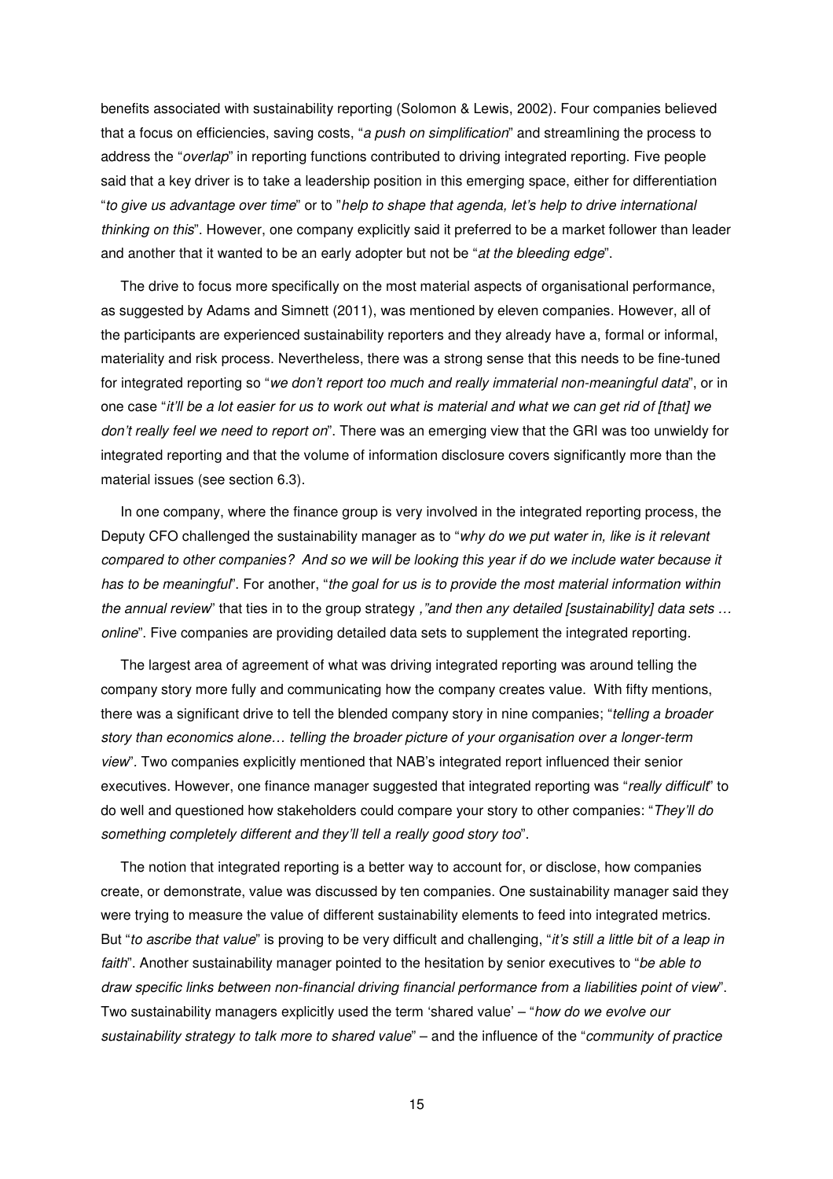benefits associated with sustainability reporting (Solomon & Lewis, 2002). Four companies believed that a focus on efficiencies, saving costs, "*a push on simplification*" and streamlining the process to address the "*overlap*" in reporting functions contributed to driving integrated reporting. Five people said that a key driver is to take a leadership position in this emerging space, either for differentiation "*to give us advantage over time*" or to "*help to shape that agenda, let's help to drive international thinking on this*". However, one company explicitly said it preferred to be a market follower than leader and another that it wanted to be an early adopter but not be "*at the bleeding edge*".

The drive to focus more specifically on the most material aspects of organisational performance, as suggested by Adams and Simnett (2011), was mentioned by eleven companies. However, all of the participants are experienced sustainability reporters and they already have a, formal or informal, materiality and risk process. Nevertheless, there was a strong sense that this needs to be fine-tuned for integrated reporting so "*we don't report too much and really immaterial non-meaningful data*", or in one case "*it'll be a lot easier for us to work out what is material and what we can get rid of [that] we don't really feel we need to report on*". There was an emerging view that the GRI was too unwieldy for integrated reporting and that the volume of information disclosure covers significantly more than the material issues (see section 6.3).

In one company, where the finance group is very involved in the integrated reporting process, the Deputy CFO challenged the sustainability manager as to "*why do we put water in, like is it relevant compared to other companies? And so we will be looking this year if do we include water because it has to be meaningful*". For another, "*the goal for us is to provide the most material information within the annual review*" that ties in to the group strategy *,"and then any detailed [sustainability] data sets … online*". Five companies are providing detailed data sets to supplement the integrated reporting.

The largest area of agreement of what was driving integrated reporting was around telling the company story more fully and communicating how the company creates value. With fifty mentions, there was a significant drive to tell the blended company story in nine companies; "*telling a broader story than economics alone… telling the broader picture of your organisation over a longer-term view*". Two companies explicitly mentioned that NAB's integrated report influenced their senior executives. However, one finance manager suggested that integrated reporting was "*really difficult*" to do well and questioned how stakeholders could compare your story to other companies: "*They'll do something completely different and they'll tell a really good story too*".

The notion that integrated reporting is a better way to account for, or disclose, how companies create, or demonstrate, value was discussed by ten companies. One sustainability manager said they were trying to measure the value of different sustainability elements to feed into integrated metrics. But "*to ascribe that value*" is proving to be very difficult and challenging, "*it's still a little bit of a leap in faith*". Another sustainability manager pointed to the hesitation by senior executives to "*be able to draw specific links between non-financial driving financial performance from a liabilities point of view*". Two sustainability managers explicitly used the term 'shared value' – "*how do we evolve our sustainability strategy to talk more to shared value*" – and the influence of the "*community of practice*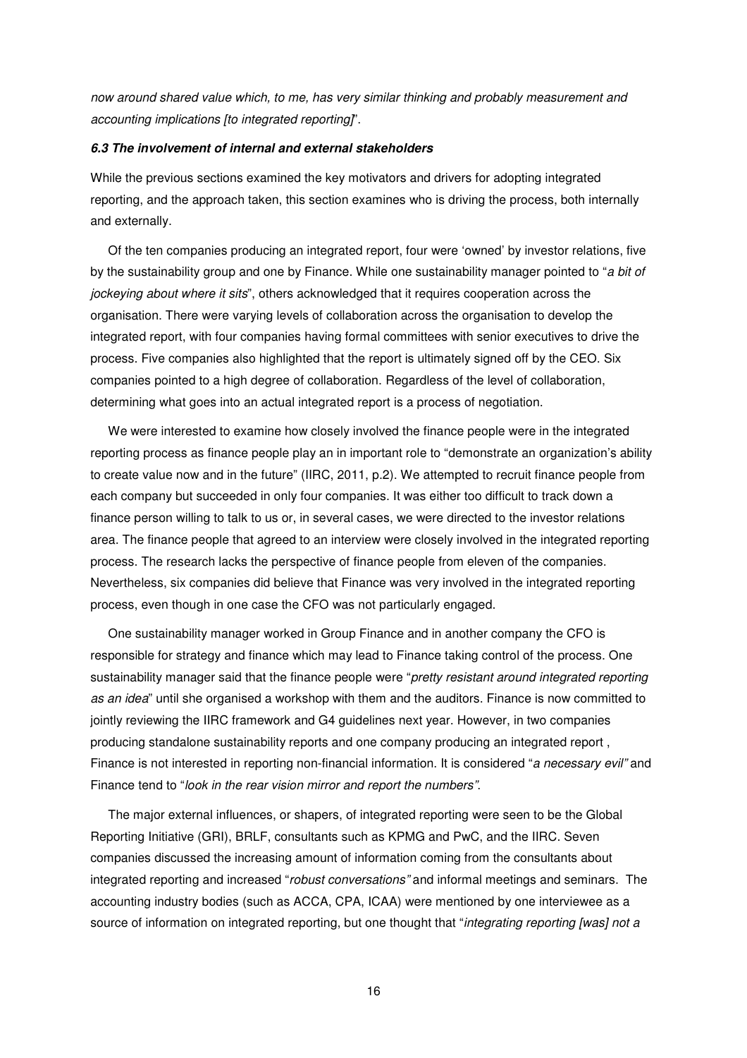*now around shared value which, to me, has very similar thinking and probably measurement and accounting implications [to integrated reporting]*".

### *6.3 The involvement of internal and external stakeholders*

While the previous sections examined the key motivators and drivers for adopting integrated reporting, and the approach taken, this section examines who is driving the process, both internally and externally.

Of the ten companies producing an integrated report, four were 'owned' by investor relations, five by the sustainability group and one by Finance. While one sustainability manager pointed to "*a bit of jockeying about where it sits*", others acknowledged that it requires cooperation across the organisation. There were varying levels of collaboration across the organisation to develop the integrated report, with four companies having formal committees with senior executives to drive the process. Five companies also highlighted that the report is ultimately signed off by the CEO. Six companies pointed to a high degree of collaboration. Regardless of the level of collaboration, determining what goes into an actual integrated report is a process of negotiation.

We were interested to examine how closely involved the finance people were in the integrated reporting process as finance people play an in important role to "demonstrate an organization's ability to create value now and in the future" (IIRC, 2011, p.2). We attempted to recruit finance people from each company but succeeded in only four companies. It was either too difficult to track down a finance person willing to talk to us or, in several cases, we were directed to the investor relations area. The finance people that agreed to an interview were closely involved in the integrated reporting process. The research lacks the perspective of finance people from eleven of the companies. Nevertheless, six companies did believe that Finance was very involved in the integrated reporting process, even though in one case the CFO was not particularly engaged.

One sustainability manager worked in Group Finance and in another company the CFO is responsible for strategy and finance which may lead to Finance taking control of the process. One sustainability manager said that the finance people were "*pretty resistant around integrated reporting as an idea*" until she organised a workshop with them and the auditors. Finance is now committed to jointly reviewing the IIRC framework and G4 guidelines next year. However, in two companies producing standalone sustainability reports and one company producing an integrated report , Finance is not interested in reporting non-financial information. It is considered "*a necessary evil"* and Finance tend to "*look in the rear vision mirror and report the numbers"*.

The major external influences, or shapers, of integrated reporting were seen to be the Global Reporting Initiative (GRI), BRLF, consultants such as KPMG and PwC, and the IIRC. Seven companies discussed the increasing amount of information coming from the consultants about integrated reporting and increased "*robust conversations"* and informal meetings and seminars. The accounting industry bodies (such as ACCA, CPA, ICAA) were mentioned by one interviewee as a source of information on integrated reporting, but one thought that "*integrating reporting [was] not a*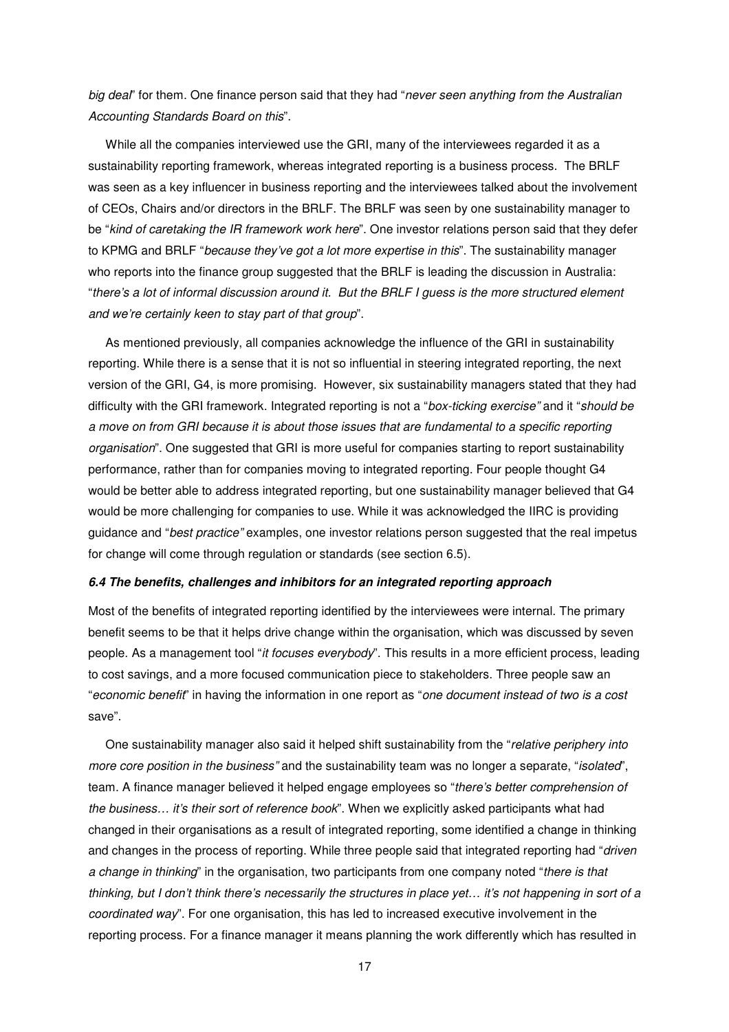*big deal*" for them. One finance person said that they had "*never seen anything from the Australian Accounting Standards Board on this*".

While all the companies interviewed use the GRI, many of the interviewees regarded it as a sustainability reporting framework, whereas integrated reporting is a business process. The BRLF was seen as a key influencer in business reporting and the interviewees talked about the involvement of CEOs, Chairs and/or directors in the BRLF. The BRLF was seen by one sustainability manager to be "*kind of caretaking the IR framework work here*". One investor relations person said that they defer to KPMG and BRLF "*because they've got a lot more expertise in this*". The sustainability manager who reports into the finance group suggested that the BRLF is leading the discussion in Australia: "*there's a lot of informal discussion around it. But the BRLF I guess is the more structured element and we're certainly keen to stay part of that group*".

As mentioned previously, all companies acknowledge the influence of the GRI in sustainability reporting. While there is a sense that it is not so influential in steering integrated reporting, the next version of the GRI, G4, is more promising. However, six sustainability managers stated that they had difficulty with the GRI framework. Integrated reporting is not a "*box-ticking exercise"* and it "*should be a move on from GRI because it is about those issues that are fundamental to a specific reporting organisation*". One suggested that GRI is more useful for companies starting to report sustainability performance, rather than for companies moving to integrated reporting. Four people thought G4 would be better able to address integrated reporting, but one sustainability manager believed that G4 would be more challenging for companies to use. While it was acknowledged the IIRC is providing guidance and "*best practice"* examples, one investor relations person suggested that the real impetus for change will come through regulation or standards (see section 6.5).

#### *6.4 The benefits, challenges and inhibitors for an integrated reporting approach*

Most of the benefits of integrated reporting identified by the interviewees were internal. The primary benefit seems to be that it helps drive change within the organisation, which was discussed by seven people. As a management tool "*it focuses everybody*". This results in a more efficient process, leading to cost savings, and a more focused communication piece to stakeholders. Three people saw an "*economic benefit*" in having the information in one report as "*one document instead of two is a cost* save".

One sustainability manager also said it helped shift sustainability from the "*relative periphery into more core position in the business"* and the sustainability team was no longer a separate, "*isolated*", team. A finance manager believed it helped engage employees so "*there's better comprehension of the business… it's their sort of reference book*". When we explicitly asked participants what had changed in their organisations as a result of integrated reporting, some identified a change in thinking and changes in the process of reporting. While three people said that integrated reporting had "*driven a change in thinking*" in the organisation, two participants from one company noted "*there is that thinking, but I don't think there's necessarily the structures in place yet… it's not happening in sort of a coordinated way*". For one organisation, this has led to increased executive involvement in the reporting process. For a finance manager it means planning the work differently which has resulted in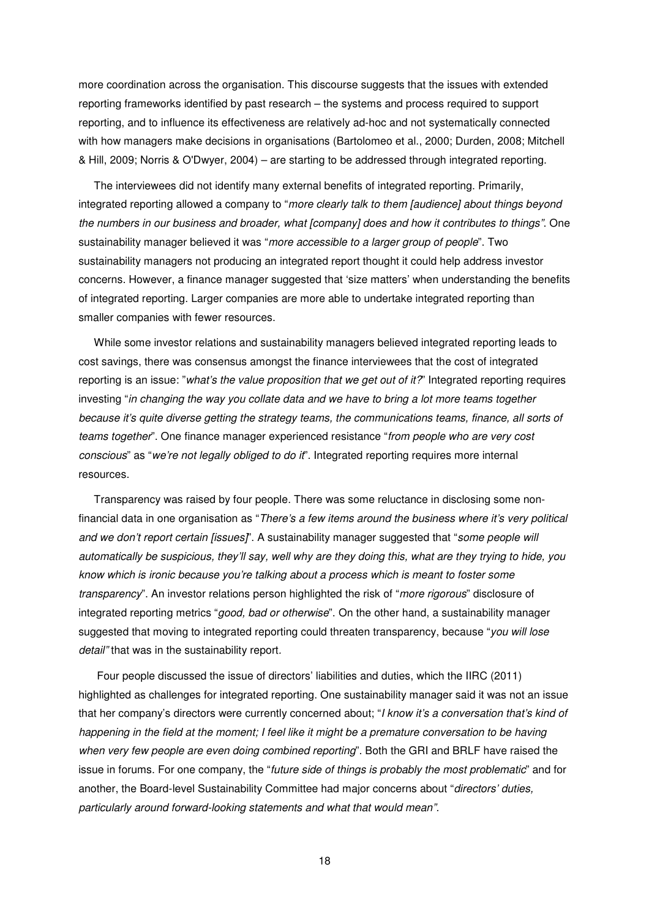more coordination across the organisation. This discourse suggests that the issues with extended reporting frameworks identified by past research – the systems and process required to support reporting, and to influence its effectiveness are relatively ad-hoc and not systematically connected with how managers make decisions in organisations (Bartolomeo et al., 2000; Durden, 2008; Mitchell & Hill, 2009; Norris & O'Dwyer, 2004) – are starting to be addressed through integrated reporting.

The interviewees did not identify many external benefits of integrated reporting. Primarily, integrated reporting allowed a company to "*more clearly talk to them [audience] about things beyond the numbers in our business and broader, what [company] does and how it contributes to things*". One sustainability manager believed it was "*more accessible to a larger group of people*". Two sustainability managers not producing an integrated report thought it could help address investor concerns. However, a finance manager suggested that 'size matters' when understanding the benefits of integrated reporting. Larger companies are more able to undertake integrated reporting than smaller companies with fewer resources.

While some investor relations and sustainability managers believed integrated reporting leads to cost savings, there was consensus amongst the finance interviewees that the cost of integrated reporting is an issue: "*what's the value proposition that we get out of it?*" Integrated reporting requires investing "*in changing the way you collate data and we have to bring a lot more teams together because it's quite diverse getting the strategy teams, the communications teams, finance, all sorts of teams together*". One finance manager experienced resistance "*from people who are very cost conscious*" as "*we're not legally obliged to do it*". Integrated reporting requires more internal resources.

Transparency was raised by four people. There was some reluctance in disclosing some non-financial data in one organisation as "*There's a few items around the business where it's very political and we don't report certain [issues]*". A sustainability manager suggested that "*some people will automatically be suspicious, they'll say, well why are they doing this, what are they trying to hide, you know which is ironic because you're talking about a process which is meant to foster some transparency*". An investor relations person highlighted the risk of "*more rigorous*" disclosure of integrated reporting metrics "*good, bad or otherwise*". On the other hand, a sustainability manager suggested that moving to integrated reporting could threaten transparency, because "*you will lose detail*" that was in the sustainability report.

Four people discussed the issue of directors' liabilities and duties, which the IIRC (2011) highlighted as challenges for integrated reporting. One sustainability manager said it was not an issue that her company's directors were currently concerned about; "*I know it's a conversation that's kind of happening in the field at the moment; I feel like it might be a premature conversation to be having when very few people are even doing combined reporting*". Both the GRI and BRLF have raised the issue in forums. For one company, the "*future side of things is probably the most problematic*" and for another, the Board-level Sustainability Committee had major concerns about "*directors' duties, particularly around forward-looking statements and what that would mean*".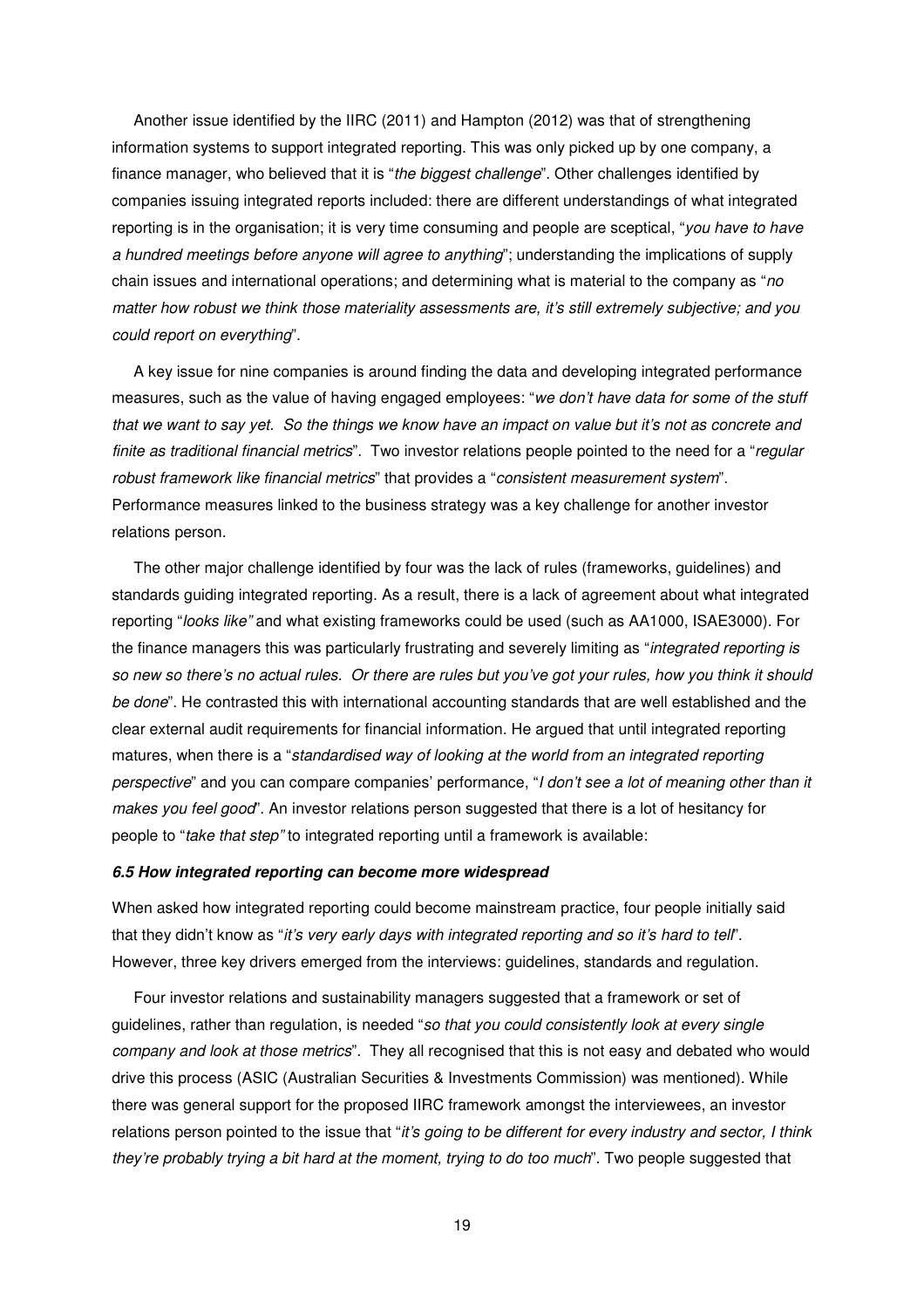Another issue identified by the IIRC (2011) and Hampton (2012) was that of strengthening information systems to support integrated reporting. This was only picked up by one company, a finance manager, who believed that it is "*the biggest challenge*". Other challenges identified by companies issuing integrated reports included: there are different understandings of what integrated reporting is in the organisation; it is very time consuming and people are sceptical, "*you have to have a hundred meetings before anyone will agree to anything*"; understanding the implications of supply chain issues and international operations; and determining what is material to the company as "*no matter how robust we think those materiality assessments are, it's still extremely subjective; and you could report on everything*".

A key issue for nine companies is around finding the data and developing integrated performance measures, such as the value of having engaged employees: "*we don't have data for some of the stuff that we want to say yet. So the things we know have an impact on value but it's not as concrete and finite as traditional financial metrics*". Two investor relations people pointed to the need for a "*regular robust framework like financial metrics*" that provides a "*consistent measurement system*". Performance measures linked to the business strategy was a key challenge for another investor relations person.

The other major challenge identified by four was the lack of rules (frameworks, guidelines) and standards guiding integrated reporting. As a result, there is a lack of agreement about what integrated reporting "*looks like"* and what existing frameworks could be used (such as AA1000, ISAE3000). For the finance managers this was particularly frustrating and severely limiting as "*integrated reporting is so new so there's no actual rules. Or there are rules but you've got your rules, how you think it should be done*". He contrasted this with international accounting standards that are well established and the clear external audit requirements for financial information. He argued that until integrated reporting matures, when there is a "*standardised way of looking at the world from an integrated reporting perspective*" and you can compare companies' performance, "*I don't see a lot of meaning other than it makes you feel good*". An investor relations person suggested that there is a lot of hesitancy for people to "*take that step"* to integrated reporting until a framework is available:

#### ***6.5 How integrated reporting can become more widespread***

When asked how integrated reporting could become mainstream practice, four people initially said that they didn't know as "*it's very early days with integrated reporting and so it's hard to tell*". However, three key drivers emerged from the interviews: guidelines, standards and regulation.

Four investor relations and sustainability managers suggested that a framework or set of guidelines, rather than regulation, is needed "*so that you could consistently look at every single company and look at those metrics*". They all recognised that this is not easy and debated who would drive this process (ASIC (Australian Securities & Investments Commission) was mentioned). While there was general support for the proposed IIRC framework amongst the interviewees, an investor relations person pointed to the issue that "*it's going to be different for every industry and sector, I think they're probably trying a bit hard at the moment, trying to do too much*". Two people suggested that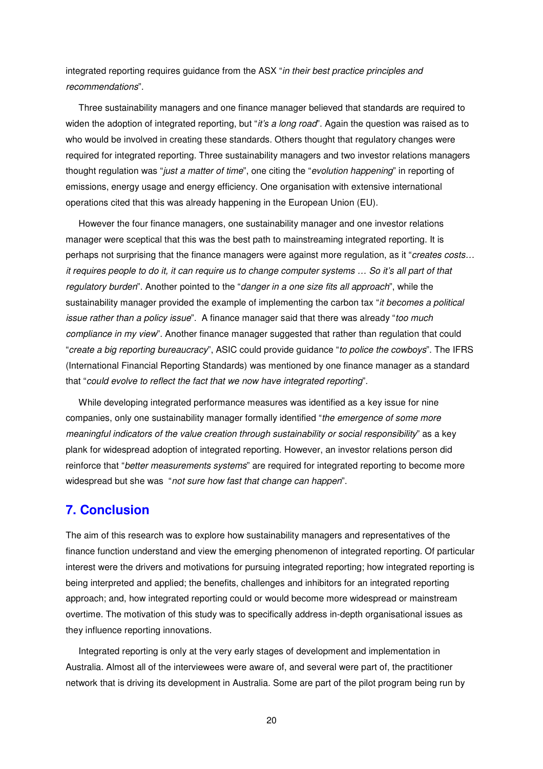integrated reporting requires guidance from the ASX "*in their best practice principles and recommendations*".

Three sustainability managers and one finance manager believed that standards are required to widen the adoption of integrated reporting, but "*it's a long road*". Again the question was raised as to who would be involved in creating these standards. Others thought that regulatory changes were required for integrated reporting. Three sustainability managers and two investor relations managers thought regulation was "*just a matter of time*", one citing the "*evolution happening*" in reporting of emissions, energy usage and energy efficiency. One organisation with extensive international operations cited that this was already happening in the European Union (EU).

However the four finance managers, one sustainability manager and one investor relations manager were sceptical that this was the best path to mainstreaming integrated reporting. It is perhaps not surprising that the finance managers were against more regulation, as it "*creates costs… it requires people to do it, it can require us to change computer systems … So it's all part of that regulatory burden*". Another pointed to the "*danger in a one size fits all approach*", while the sustainability manager provided the example of implementing the carbon tax "*it becomes a political issue rather than a policy issue*". A finance manager said that there was already "*too much compliance in my view*". Another finance manager suggested that rather than regulation that could "*create a big reporting bureaucracy*", ASIC could provide guidance "*to police the cowboys*". The IFRS (International Financial Reporting Standards) was mentioned by one finance manager as a standard that "*could evolve to reflect the fact that we now have integrated reporting*".

While developing integrated performance measures was identified as a key issue for nine companies, only one sustainability manager formally identified "*the emergence of some more meaningful indicators of the value creation through sustainability or social responsibility*" as a key plank for widespread adoption of integrated reporting. However, an investor relations person did reinforce that "*better measurements systems*" are required for integrated reporting to become more widespread but she was "*not sure how fast that change can happen*".

## 7. Conclusion

The aim of this research was to explore how sustainability managers and representatives of the finance function understand and view the emerging phenomenon of integrated reporting. Of particular interest were the drivers and motivations for pursuing integrated reporting; how integrated reporting is being interpreted and applied; the benefits, challenges and inhibitors for an integrated reporting approach; and, how integrated reporting could or would become more widespread or mainstream overtime. The motivation of this study was to specifically address in-depth organisational issues as they influence reporting innovations.

Integrated reporting is only at the very early stages of development and implementation in Australia. Almost all of the interviewees were aware of, and several were part of, the practitioner network that is driving its development in Australia. Some are part of the pilot program being run by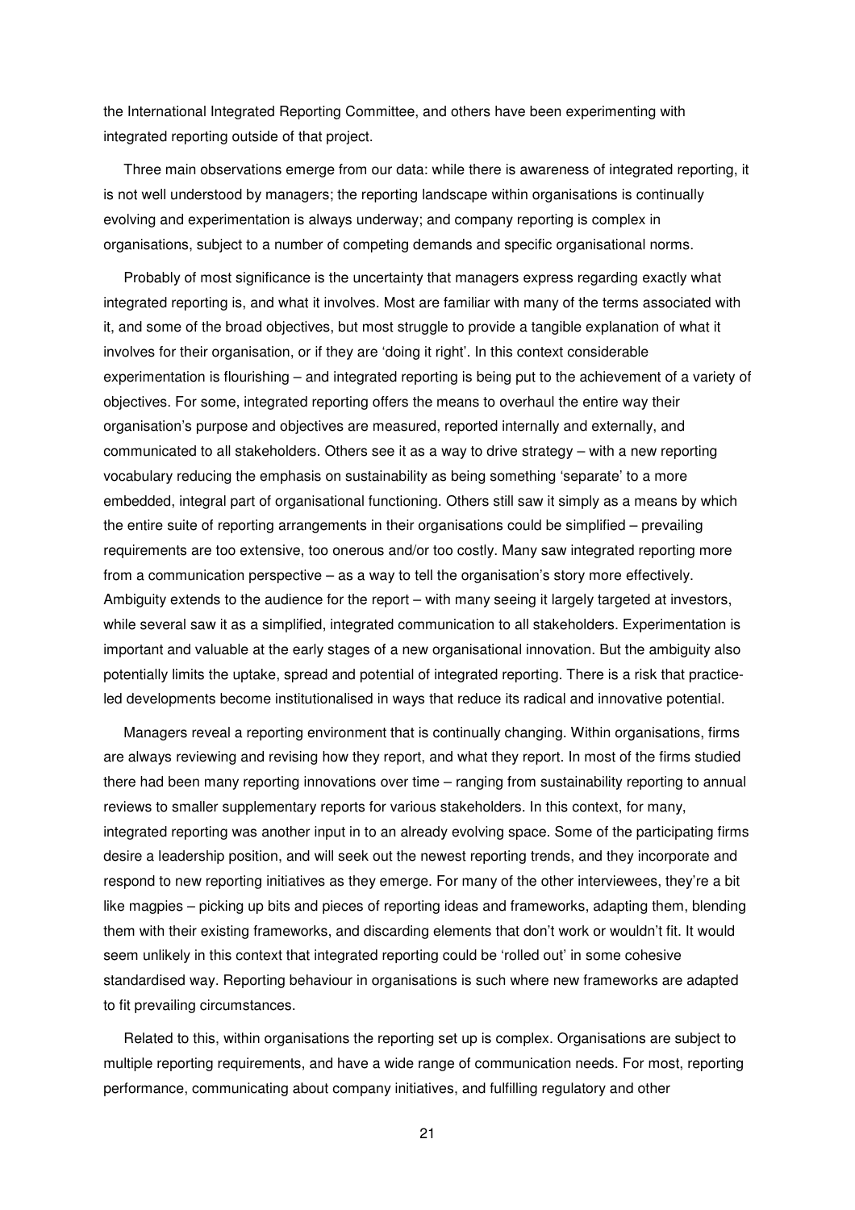the International Integrated Reporting Committee, and others have been experimenting with integrated reporting outside of that project.

Three main observations emerge from our data: while there is awareness of integrated reporting, it is not well understood by managers; the reporting landscape within organisations is continually evolving and experimentation is always underway; and company reporting is complex in organisations, subject to a number of competing demands and specific organisational norms.

Probably of most significance is the uncertainty that managers express regarding exactly what integrated reporting is, and what it involves. Most are familiar with many of the terms associated with it, and some of the broad objectives, but most struggle to provide a tangible explanation of what it involves for their organisation, or if they are 'doing it right'. In this context considerable experimentation is flourishing – and integrated reporting is being put to the achievement of a variety of objectives. For some, integrated reporting offers the means to overhaul the entire way their organisation's purpose and objectives are measured, reported internally and externally, and communicated to all stakeholders. Others see it as a way to drive strategy – with a new reporting vocabulary reducing the emphasis on sustainability as being something 'separate' to a more embedded, integral part of organisational functioning. Others still saw it simply as a means by which the entire suite of reporting arrangements in their organisations could be simplified – prevailing requirements are too extensive, too onerous and/or too costly. Many saw integrated reporting more from a communication perspective – as a way to tell the organisation's story more effectively. Ambiguity extends to the audience for the report – with many seeing it largely targeted at investors, while several saw it as a simplified, integrated communication to all stakeholders. Experimentation is important and valuable at the early stages of a new organisational innovation. But the ambiguity also potentially limits the uptake, spread and potential of integrated reporting. There is a risk that practice-led developments become institutionalised in ways that reduce its radical and innovative potential.

Managers reveal a reporting environment that is continually changing. Within organisations, firms are always reviewing and revising how they report, and what they report. In most of the firms studied there had been many reporting innovations over time – ranging from sustainability reporting to annual reviews to smaller supplementary reports for various stakeholders. In this context, for many, integrated reporting was another input in to an already evolving space. Some of the participating firms desire a leadership position, and will seek out the newest reporting trends, and they incorporate and respond to new reporting initiatives as they emerge. For many of the other interviewees, they're a bit like magpies – picking up bits and pieces of reporting ideas and frameworks, adapting them, blending them with their existing frameworks, and discarding elements that don't work or wouldn't fit. It would seem unlikely in this context that integrated reporting could be 'rolled out' in some cohesive standardised way. Reporting behaviour in organisations is such where new frameworks are adapted to fit prevailing circumstances.

Related to this, within organisations the reporting set up is complex. Organisations are subject to multiple reporting requirements, and have a wide range of communication needs. For most, reporting performance, communicating about company initiatives, and fulfilling regulatory and other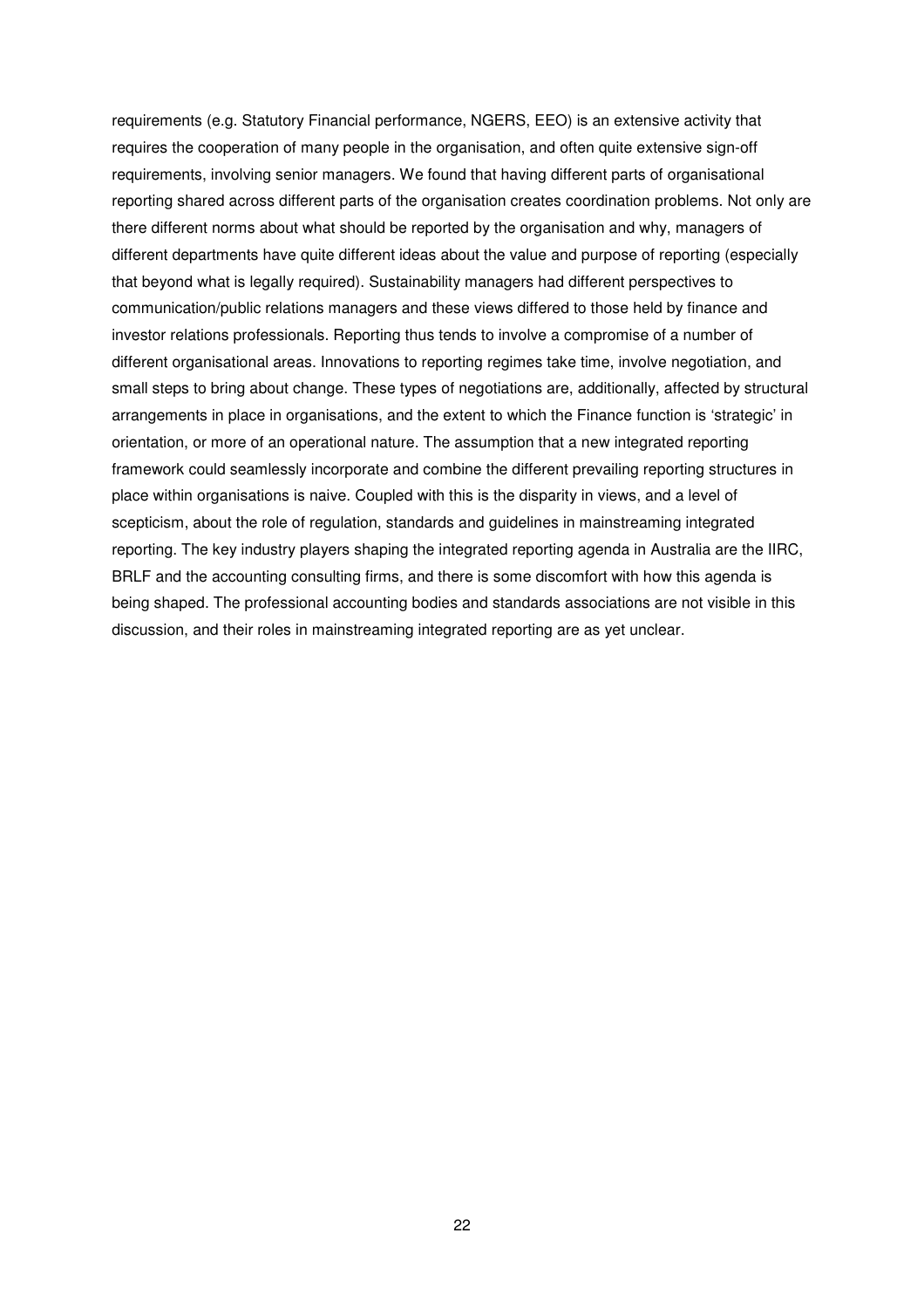requirements (e.g. Statutory Financial performance, NGERS, EEO) is an extensive activity that requires the cooperation of many people in the organisation, and often quite extensive sign-off requirements, involving senior managers. We found that having different parts of organisational reporting shared across different parts of the organisation creates coordination problems. Not only are there different norms about what should be reported by the organisation and why, managers of different departments have quite different ideas about the value and purpose of reporting (especially that beyond what is legally required). Sustainability managers had different perspectives to communication/public relations managers and these views differed to those held by finance and investor relations professionals. Reporting thus tends to involve a compromise of a number of different organisational areas. Innovations to reporting regimes take time, involve negotiation, and small steps to bring about change. These types of negotiations are, additionally, affected by structural arrangements in place in organisations, and the extent to which the Finance function is 'strategic' in orientation, or more of an operational nature. The assumption that a new integrated reporting framework could seamlessly incorporate and combine the different prevailing reporting structures in place within organisations is naive. Coupled with this is the disparity in views, and a level of scepticism, about the role of regulation, standards and guidelines in mainstreaming integrated reporting. The key industry players shaping the integrated reporting agenda in Australia are the IIRC, BRLF and the accounting consulting firms, and there is some discomfort with how this agenda is being shaped. The professional accounting bodies and standards associations are not visible in this discussion, and their roles in mainstreaming integrated reporting are as yet unclear.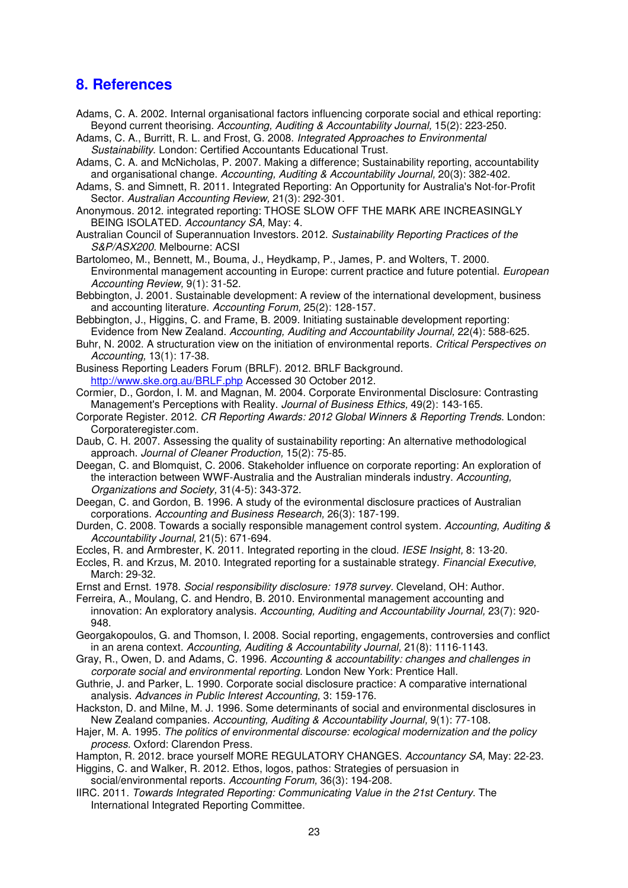## 8. References

Adams, C. A. 2002. Internal organisational factors influencing corporate social and ethical reporting: Beyond current theorising. *Accounting, Auditing & Accountability Journal,* 15(2): 223-250.

Adams, C. A., Burritt, R. L. and Frost, G. 2008. *Integrated Approaches to Environmental Sustainability*. London: Certified Accountants Educational Trust.

Adams, C. A. and McNicholas, P. 2007. Making a difference; Sustainability reporting, accountability and organisational change. *Accounting, Auditing & Accountability Journal,* 20(3): 382-402.

Adams, S. and Simnett, R. 2011. Integrated Reporting: An Opportunity for Australia's Not-for-Profit Sector. *Australian Accounting Review,* 21(3): 292-301.

Anonymous. 2012. integrated reporting: THOSE SLOW OFF THE MARK ARE INCREASINGLY BEING ISOLATED. *Accountancy SA,* May: 4.

Australian Council of Superannuation Investors. 2012. *Sustainability Reporting Practices of the S&P/ASX200*. Melbourne: ACSI

Bartolomeo, M., Bennett, M., Bouma, J., Heydkamp, P., James, P. and Wolters, T. 2000. Environmental management accounting in Europe: current practice and future potential. *European Accounting Review,* 9(1): 31-52.

Bebbington, J. 2001. Sustainable development: A review of the international development, business and accounting literature. *Accounting Forum,* 25(2): 128-157.

Bebbington, J., Higgins, C. and Frame, B. 2009. Initiating sustainable development reporting: Evidence from New Zealand. *Accounting, Auditing and Accountability Journal,* 22(4): 588-625.

Buhr, N. 2002. A structuration view on the initiation of environmental reports. *Critical Perspectives on Accounting,* 13(1): 17-38.

Business Reporting Leaders Forum (BRLF). 2012. BRLF Background. http://www.ske.org.au/BRLF.php Accessed 30 October 2012.

Cormier, D., Gordon, I. M. and Magnan, M. 2004. Corporate Environmental Disclosure: Contrasting Management's Perceptions with Reality. *Journal of Business Ethics,* 49(2): 143-165.

Corporate Register. 2012. *CR Reporting Awards: 2012 Global Winners & Reporting Trends*. London: Corporateregister.com.

Daub, C. H. 2007. Assessing the quality of sustainability reporting: An alternative methodological approach. *Journal of Cleaner Production,* 15(2): 75-85.

Deegan, C. and Blomquist, C. 2006. Stakeholder influence on corporate reporting: An exploration of the interaction between WWF-Australia and the Australian minderals industry. *Accounting, Organizations and Society,* 31(4-5): 343-372.

Deegan, C. and Gordon, B. 1996. A study of the evironmental disclosure practices of Australian corporations. *Accounting and Business Research,* 26(3): 187-199.

Durden, C. 2008. Towards a socially responsible management control system. *Accounting, Auditing & Accountability Journal,* 21(5): 671-694.

Eccles, R. and Armbrester, K. 2011. Integrated reporting in the cloud. *IESE Insight,* 8: 13-20.

Eccles, R. and Krzus, M. 2010. Integrated reporting for a sustainable strategy. *Financial Executive,* March: 29-32.

Ernst and Ernst. 1978. *Social responsibility disclosure: 1978 survey*. Cleveland, OH: Author.

Ferreira, A., Moulang, C. and Hendro, B. 2010. Environmental management accounting and innovation: An exploratory analysis. *Accounting, Auditing and Accountability Journal,* 23(7): 920-948.

Georgakopoulos, G. and Thomson, I. 2008. Social reporting, engagements, controversies and conflict in an arena context. *Accounting, Auditing & Accountability Journal,* 21(8): 1116-1143.

Gray, R., Owen, D. and Adams, C. 1996. *Accounting & accountability: changes and challenges in corporate social and environmental reporting*. London New York: Prentice Hall.

Guthrie, J. and Parker, L. 1990. Corporate social disclosure practice: A comparative international analysis. *Advances in Public Interest Accounting,* 3: 159-176.

Hackston, D. and Milne, M. J. 1996. Some determinants of social and environmental disclosures in New Zealand companies. *Accounting, Auditing & Accountability Journal,* 9(1): 77-108.

Hajer, M. A. 1995. *The politics of environmental discourse: ecological modernization and the policy process*. Oxford: Clarendon Press.

Hampton, R. 2012. brace yourself MORE REGULATORY CHANGES. *Accountancy SA,* May: 22-23.

Higgins, C. and Walker, R. 2012. Ethos, logos, pathos: Strategies of persuasion in social/environmental reports. *Accounting Forum,* 36(3): 194-208.

IIRC. 2011. *Towards Integrated Reporting: Communicating Value in the 21st Century*. The International Integrated Reporting Committee.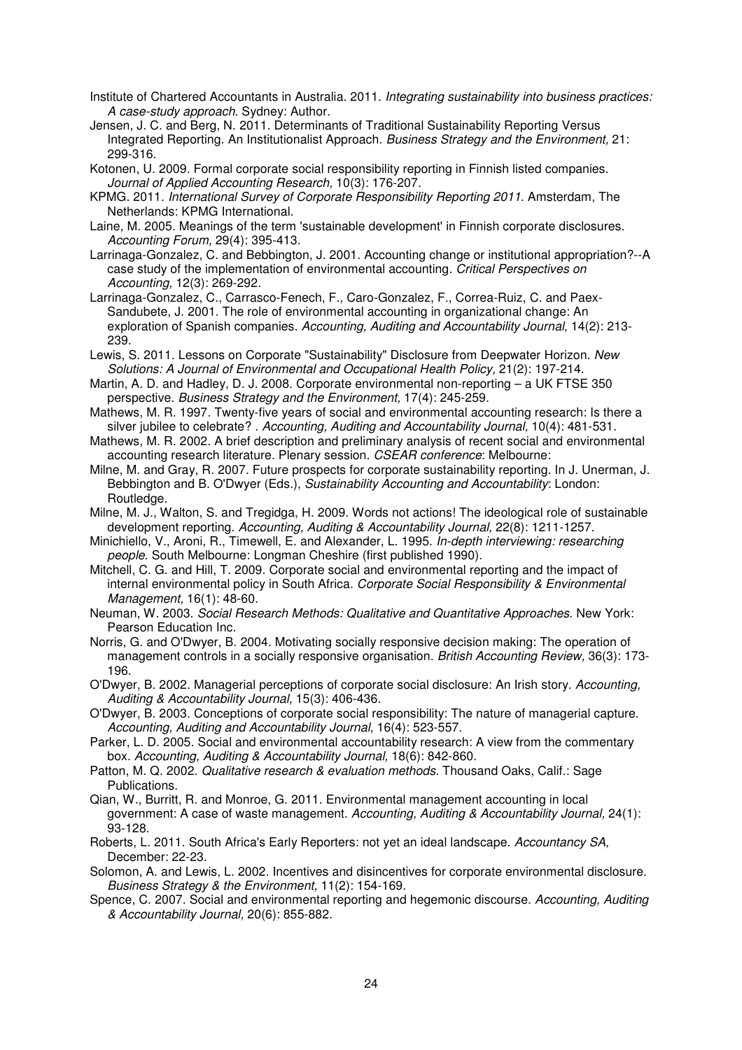Institute of Chartered Accountants in Australia. 2011. *Integrating sustainability into business practices: A case-study approach*. Sydney: Author.

Jensen, J. C. and Berg, N. 2011. Determinants of Traditional Sustainability Reporting Versus Integrated Reporting. An Institutionalist Approach. *Business Strategy and the Environment,* 21: 299-316.

Kotonen, U. 2009. Formal corporate social responsibility reporting in Finnish listed companies. *Journal of Applied Accounting Research,* 10(3): 176-207.

KPMG. 2011. *International Survey of Corporate Responsibility Reporting 2011*. Amsterdam, The Netherlands: KPMG International.

Laine, M. 2005. Meanings of the term 'sustainable development' in Finnish corporate disclosures. *Accounting Forum,* 29(4): 395-413.

Larrinaga-Gonzalez, C. and Bebbington, J. 2001. Accounting change or institutional appropriation?--A case study of the implementation of environmental accounting. *Critical Perspectives on Accounting,* 12(3): 269-292.

Larrinaga-Gonzalez, C., Carrasco-Fenech, F., Caro-Gonzalez, F., Correa-Ruiz, C. and Paex-Sandubete, J. 2001. The role of environmental accounting in organizational change: An exploration of Spanish companies. *Accounting, Auditing and Accountability Journal,* 14(2): 213-239.

Lewis, S. 2011. Lessons on Corporate "Sustainability" Disclosure from Deepwater Horizon. *New Solutions: A Journal of Environmental and Occupational Health Policy,* 21(2): 197-214.

Martin, A. D. and Hadley, D. J. 2008. Corporate environmental non-reporting – a UK FTSE 350 perspective. *Business Strategy and the Environment,* 17(4): 245-259.

Mathews, M. R. 1997. Twenty-five years of social and environmental accounting research: Is there a silver jubilee to celebrate? . *Accounting, Auditing and Accountability Journal,* 10(4): 481-531.

Mathews, M. R. 2002. A brief description and preliminary analysis of recent social and environmental accounting research literature. Plenary session. *CSEAR conference*: Melbourne:

Milne, M. and Gray, R. 2007. Future prospects for corporate sustainability reporting. In J. Unerman, J. Bebbington and B. O'Dwyer (Eds.), *Sustainability Accounting and Accountability*: London: Routledge.

Milne, M. J., Walton, S. and Tregidga, H. 2009. Words not actions! The ideological role of sustainable development reporting. *Accounting, Auditing & Accountability Journal,* 22(8): 1211-1257.

Minichiello, V., Aroni, R., Timewell, E. and Alexander, L. 1995. *In-depth interviewing: researching people*. South Melbourne: Longman Cheshire (first published 1990).

Mitchell, C. G. and Hill, T. 2009. Corporate social and environmental reporting and the impact of internal environmental policy in South Africa. *Corporate Social Responsibility & Environmental Management,* 16(1): 48-60.

Neuman, W. 2003. *Social Research Methods: Qualitative and Quantitative Approaches*. New York: Pearson Education Inc.

Norris, G. and O'Dwyer, B. 2004. Motivating socially responsive decision making: The operation of management controls in a socially responsive organisation. *British Accounting Review,* 36(3): 173-196.

O'Dwyer, B. 2002. Managerial perceptions of corporate social disclosure: An Irish story. *Accounting, Auditing & Accountability Journal,* 15(3): 406-436.

O'Dwyer, B. 2003. Conceptions of corporate social responsibility: The nature of managerial capture. *Accounting, Auditing and Accountability Journal,* 16(4): 523-557.

Parker, L. D. 2005. Social and environmental accountability research: A view from the commentary box. *Accounting, Auditing & Accountability Journal,* 18(6): 842-860.

Patton, M. Q. 2002. *Qualitative research & evaluation methods*. Thousand Oaks, Calif.: Sage Publications.

Qian, W., Burritt, R. and Monroe, G. 2011. Environmental management accounting in local government: A case of waste management. *Accounting, Auditing & Accountability Journal,* 24(1): 93-128.

Roberts, L. 2011. South Africa's Early Reporters: not yet an ideal landscape. *Accountancy SA,* December: 22-23.

Solomon, A. and Lewis, L. 2002. Incentives and disincentives for corporate environmental disclosure. *Business Strategy & the Environment,* 11(2): 154-169.

Spence, C. 2007. Social and environmental reporting and hegemonic discourse. *Accounting, Auditing & Accountability Journal,* 20(6): 855-882.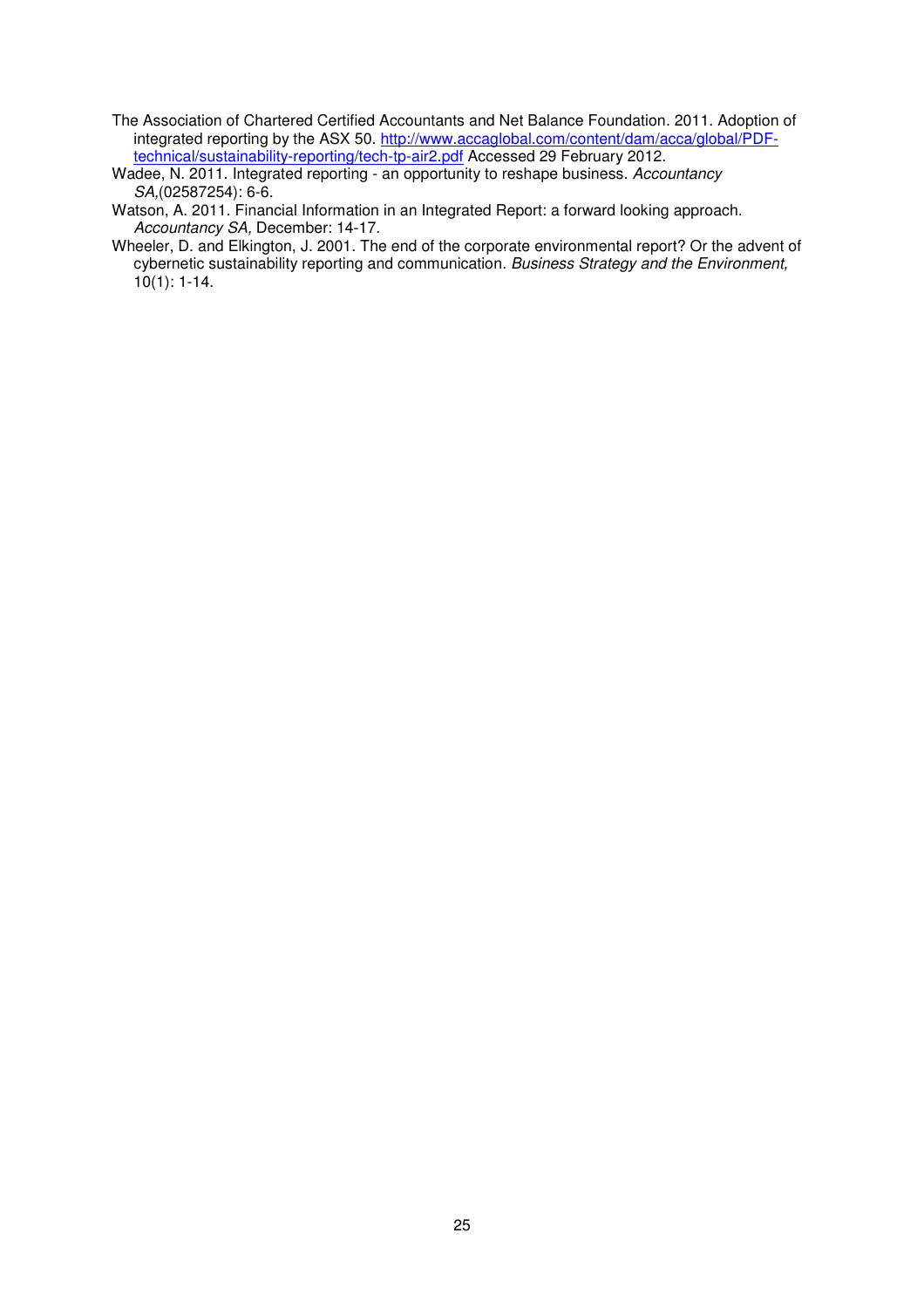The Association of Chartered Certified Accountants and Net Balance Foundation. 2011. Adoption of integrated reporting by the ASX 50. http://www.accaglobal.com/content/dam/acca/global/PDF-technical/sustainability-reporting/tech-tp-air2.pdf Accessed 29 February 2012.

Wadee, N. 2011. Integrated reporting - an opportunity to reshape business. *Accountancy SA,*(02587254): 6-6.

Watson, A. 2011. Financial Information in an Integrated Report: a forward looking approach. *Accountancy SA,* December: 14-17.

Wheeler, D. and Elkington, J. 2001. The end of the corporate environmental report? Or the advent of cybernetic sustainability reporting and communication. *Business Strategy and the Environment,* 10(1): 1-14.